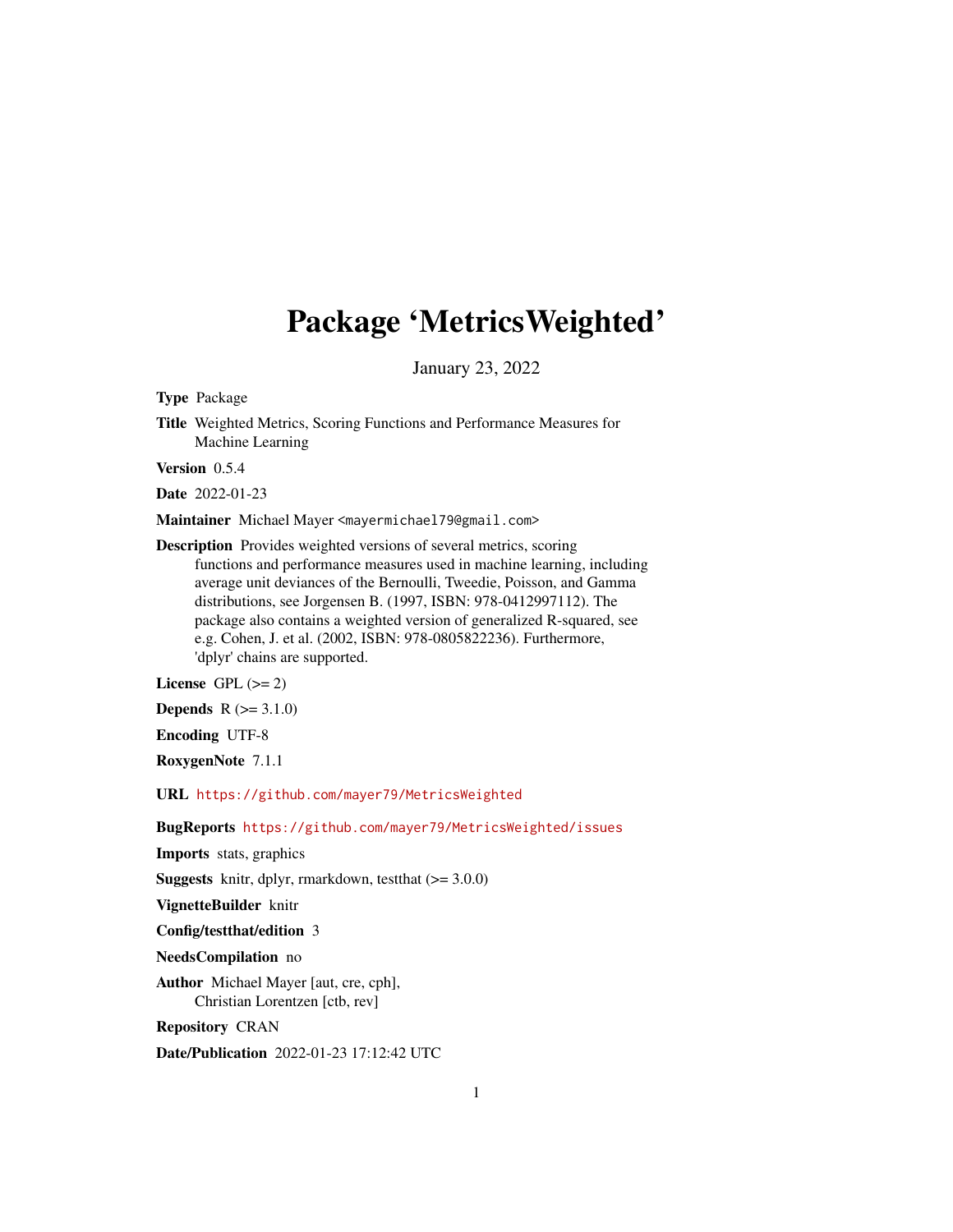# Package 'MetricsWeighted'

January 23, 2022

**Type** Package

**Title** Weighted Metrics, Scoring Functions and Performance Measures for Machine Learning

**Version** 0.5.4

**Date** 2022-01-23

**Maintainer** Michael Mayer <mayermichael79@gmail.com>

**Description** Provides weighted versions of several metrics, scoring functions and performance measures used in machine learning, including average unit deviances of the Bernoulli, Tweedie, Poisson, and Gamma distributions, see Jorgensen B. (1997, ISBN: 978-0412997112). The package also contains a weighted version of generalized R-squared, see e.g. Cohen, J. et al. (2002, ISBN: 978-0805822236). Furthermore, 'dplyr' chains are supported.

**License** GPL (>= 2)

**Depends** R (>= 3.1.0)

**Encoding** UTF-8

**RoxygenNote** 7.1.1

**URL** https://github.com/mayer79/MetricsWeighted

**BugReports** https://github.com/mayer79/MetricsWeighted/issues

**Imports** stats, graphics

**Suggests** knitr, dplyr, rmarkdown, testthat (>= 3.0.0)

**VignetteBuilder** knitr

**Config/testthat/edition** 3

**NeedsCompilation** no

**Author** Michael Mayer [aut, cre, cph], Christian Lorentzen [ctb, rev]

**Repository** CRAN

**Date/Publication** 2022-01-23 17:12:42 UTC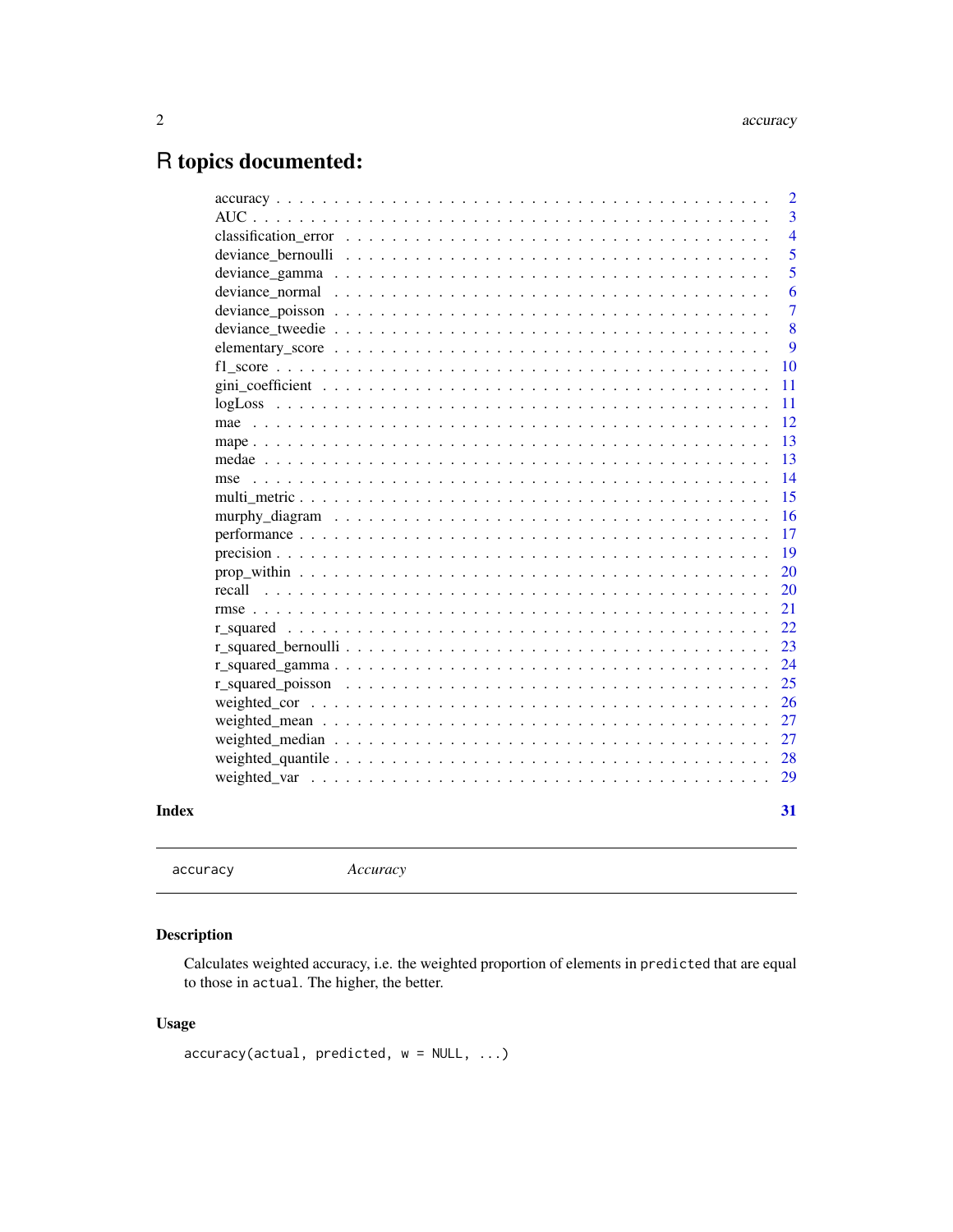# R topics documented:

| | |
|---|---|
| accuracy | 2 |
| AUC | 3 |
| classification_error | 4 |
| deviance_bernoulli | 5 |
| deviance_gamma | 5 |
| deviance_normal | 6 |
| deviance_poisson | 7 |
| deviance_tweedie | 8 |
| elementary_score | 9 |
| f1_score | 10 |
| gini_coefficient | 11 |
| logLoss | 11 |
| mae | 12 |
| mape | 13 |
| medae | 13 |
| mse | 14 |
| multi_metric | 15 |
| murphy_diagram | 16 |
| performance | 17 |
| precision | 19 |
| prop_within | 20 |
| recall | 20 |
| rmse | 21 |
| r_squared | 22 |
| r_squared_bernoulli | 23 |
| r_squared_gamma | 24 |
| r_squared_poisson | 25 |
| weighted_cor | 26 |
| weighted_mean | 27 |
| weighted_median | 27 |
| weighted_quantile | 28 |
| weighted_var | 29 |

**Index** 31

---

`accuracy` *Accuracy*

---

## Description

Calculates weighted accuracy, i.e. the weighted proportion of elements in `predicted` that are equal to those in `actual`. The higher, the better.

## Usage

```
accuracy(actual, predicted, w = NULL, ...)
```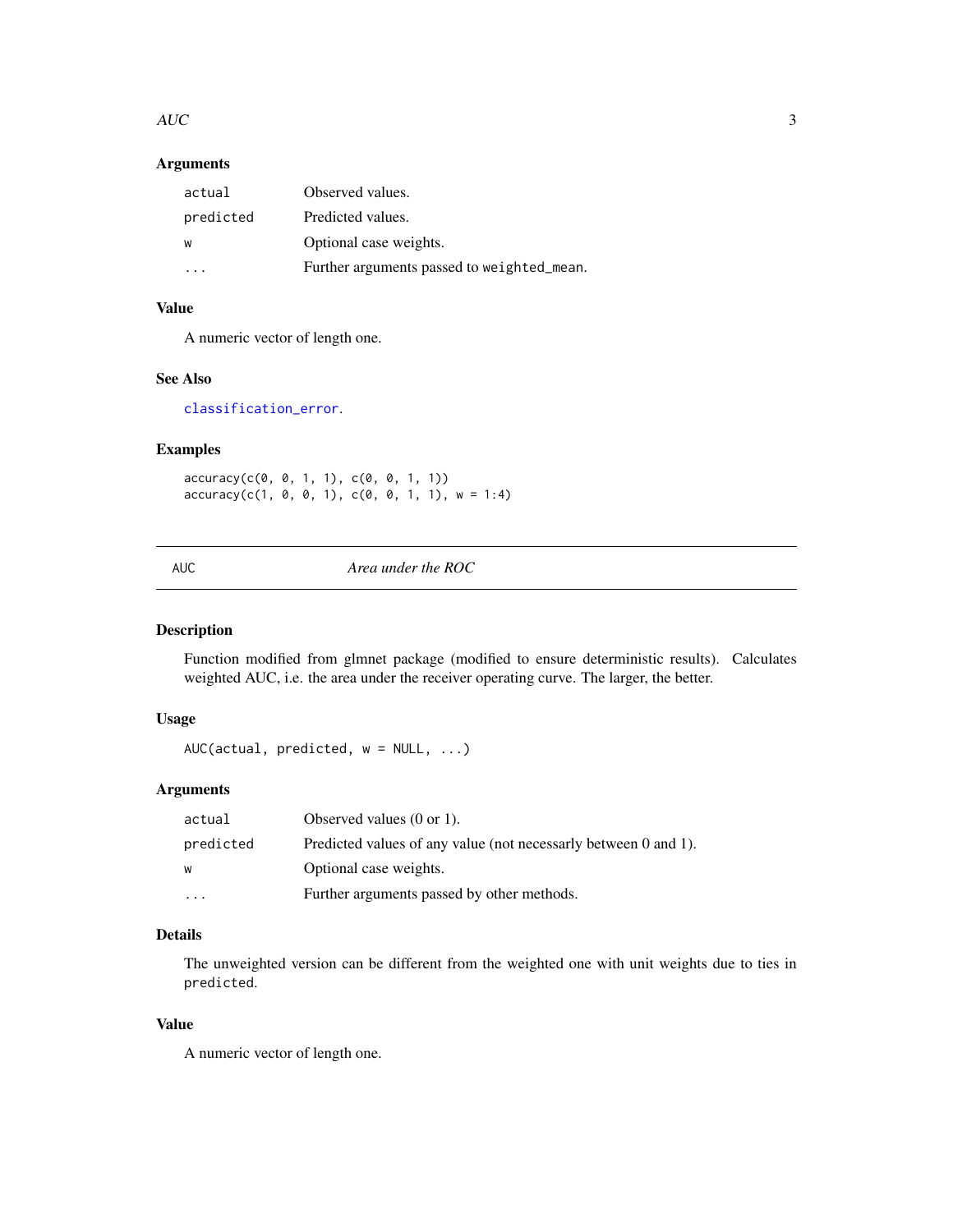### Arguments

| | |
|---|---|
| `actual` | Observed values. |
| `predicted` | Predicted values. |
| `w` | Optional case weights. |
| `...` | Further arguments passed to `weighted_mean`. |

### Value

A numeric vector of length one.

### See Also

`classification_error`.

### Examples

```
accuracy(c(0, 0, 1, 1), c(0, 0, 1, 1))
accuracy(c(1, 0, 0, 1), c(0, 0, 1, 1), w = 1:4)
```

---

## AUC — *Area under the ROC*

### Description

Function modified from glmnet package (modified to ensure deterministic results). Calculates weighted AUC, i.e. the area under the receiver operating curve. The larger, the better.

### Usage

```
AUC(actual, predicted, w = NULL, ...)
```

### Arguments

| | |
|---|---|
| `actual` | Observed values (0 or 1). |
| `predicted` | Predicted values of any value (not necessarly between 0 and 1). |
| `w` | Optional case weights. |
| `...` | Further arguments passed by other methods. |

### Details

The unweighted version can be different from the weighted one with unit weights due to ties in `predicted`.

### Value

A numeric vector of length one.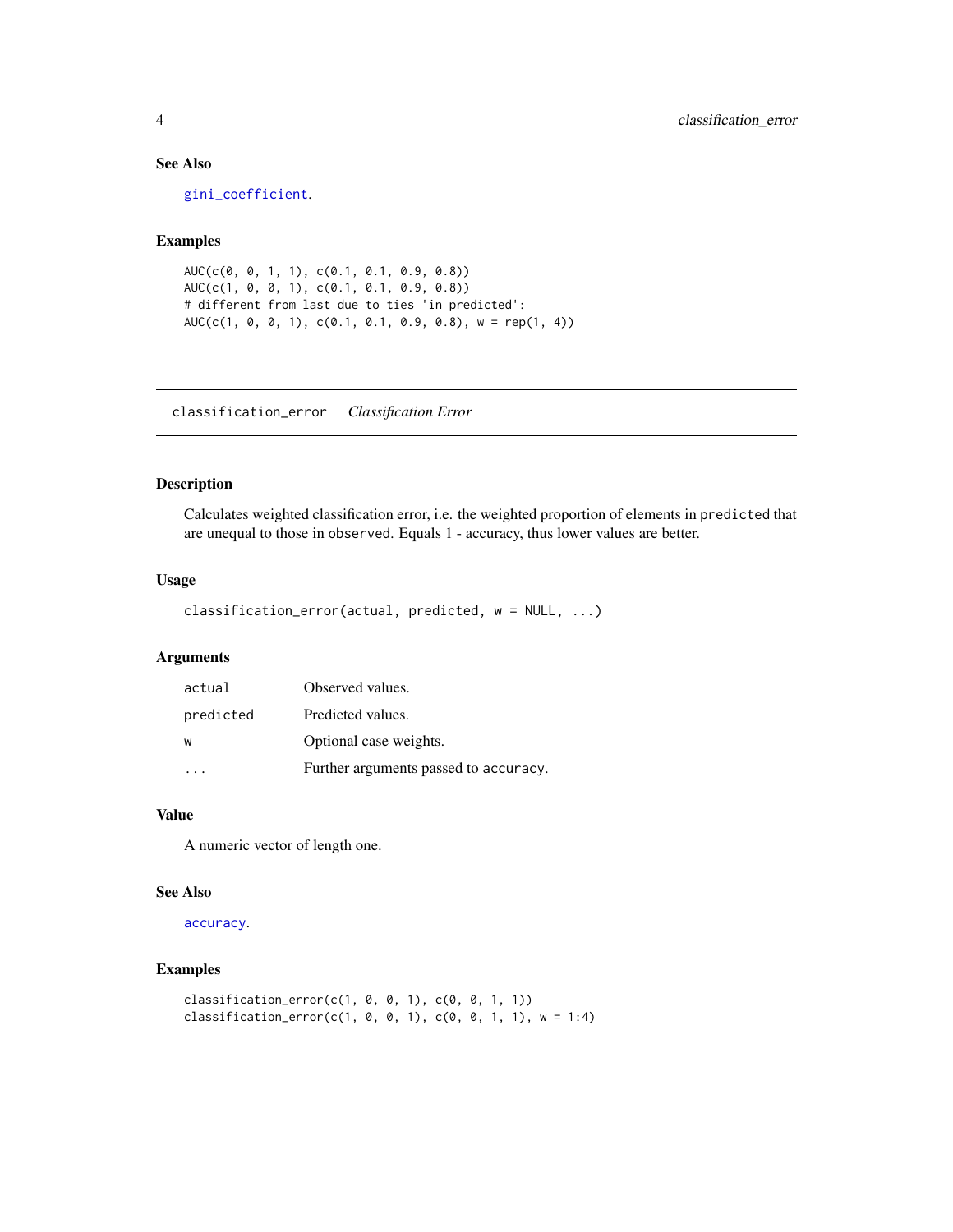## See Also

`gini_coefficient`.

## Examples

```
AUC(c(0, 0, 1, 1), c(0.1, 0.1, 0.9, 0.8))
AUC(c(1, 0, 0, 1), c(0.1, 0.1, 0.9, 0.8))
# different from last due to ties 'in predicted':
AUC(c(1, 0, 0, 1), c(0.1, 0.1, 0.9, 0.8), w = rep(1, 4))
```

---

# classification_error    *Classification Error*

---

## Description

Calculates weighted classification error, i.e. the weighted proportion of elements in `predicted` that are unequal to those in `observed`. Equals 1 - accuracy, thus lower values are better.

## Usage

```
classification_error(actual, predicted, w = NULL, ...)
```

## Arguments

| | |
|---|---|
| `actual` | Observed values. |
| `predicted` | Predicted values. |
| `w` | Optional case weights. |
| `...` | Further arguments passed to `accuracy`. |

## Value

A numeric vector of length one.

## See Also

`accuracy`.

## Examples

```
classification_error(c(1, 0, 0, 1), c(0, 0, 1, 1))
classification_error(c(1, 0, 0, 1), c(0, 0, 1, 1), w = 1:4)
```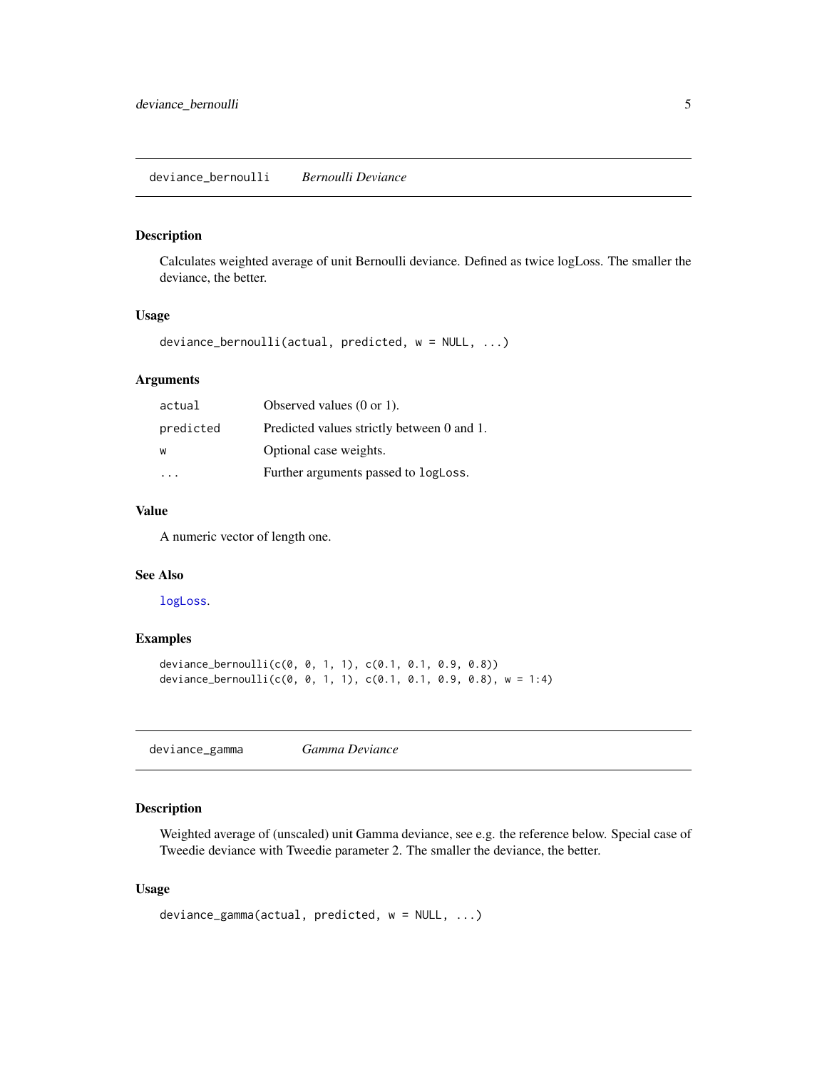## deviance_bernoulli *Bernoulli Deviance*

### Description

Calculates weighted average of unit Bernoulli deviance. Defined as twice logLoss. The smaller the deviance, the better.

### Usage

```
deviance_bernoulli(actual, predicted, w = NULL, ...)
```

### Arguments

| | |
|---|---|
| actual | Observed values (0 or 1). |
| predicted | Predicted values strictly between 0 and 1. |
| w | Optional case weights. |
| ... | Further arguments passed to logLoss. |

### Value

A numeric vector of length one.

### See Also

logLoss.

### Examples

```
deviance_bernoulli(c(0, 0, 1, 1), c(0.1, 0.1, 0.9, 0.8))
deviance_bernoulli(c(0, 0, 1, 1), c(0.1, 0.1, 0.9, 0.8), w = 1:4)
```

## deviance_gamma *Gamma Deviance*

### Description

Weighted average of (unscaled) unit Gamma deviance, see e.g. the reference below. Special case of Tweedie deviance with Tweedie parameter 2. The smaller the deviance, the better.

### Usage

```
deviance_gamma(actual, predicted, w = NULL, ...)
```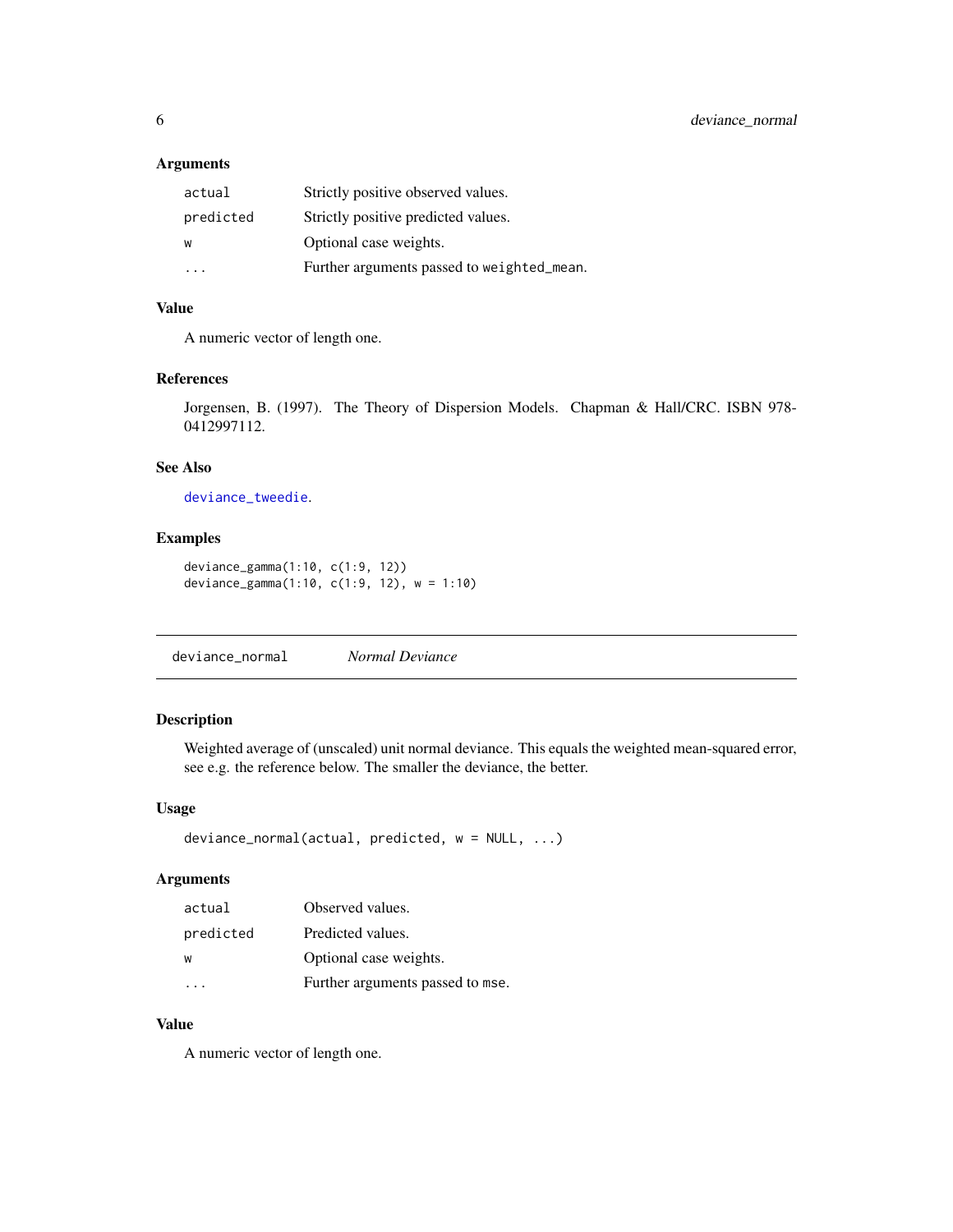### Arguments

| | |
|---|---|
| `actual` | Strictly positive observed values. |
| `predicted` | Strictly positive predicted values. |
| `w` | Optional case weights. |
| `...` | Further arguments passed to `weighted_mean`. |

### Value

A numeric vector of length one.

### References

Jorgensen, B. (1997). The Theory of Dispersion Models. Chapman & Hall/CRC. ISBN 978-0412997112.

### See Also

`deviance_tweedie`.

### Examples

```
deviance_gamma(1:10, c(1:9, 12))
deviance_gamma(1:10, c(1:9, 12), w = 1:10)
```

---

## deviance_normal *Normal Deviance*

### Description

Weighted average of (unscaled) unit normal deviance. This equals the weighted mean-squared error, see e.g. the reference below. The smaller the deviance, the better.

### Usage

```
deviance_normal(actual, predicted, w = NULL, ...)
```

### Arguments

| | |
|---|---|
| `actual` | Observed values. |
| `predicted` | Predicted values. |
| `w` | Optional case weights. |
| `...` | Further arguments passed to `mse`. |

### Value

A numeric vector of length one.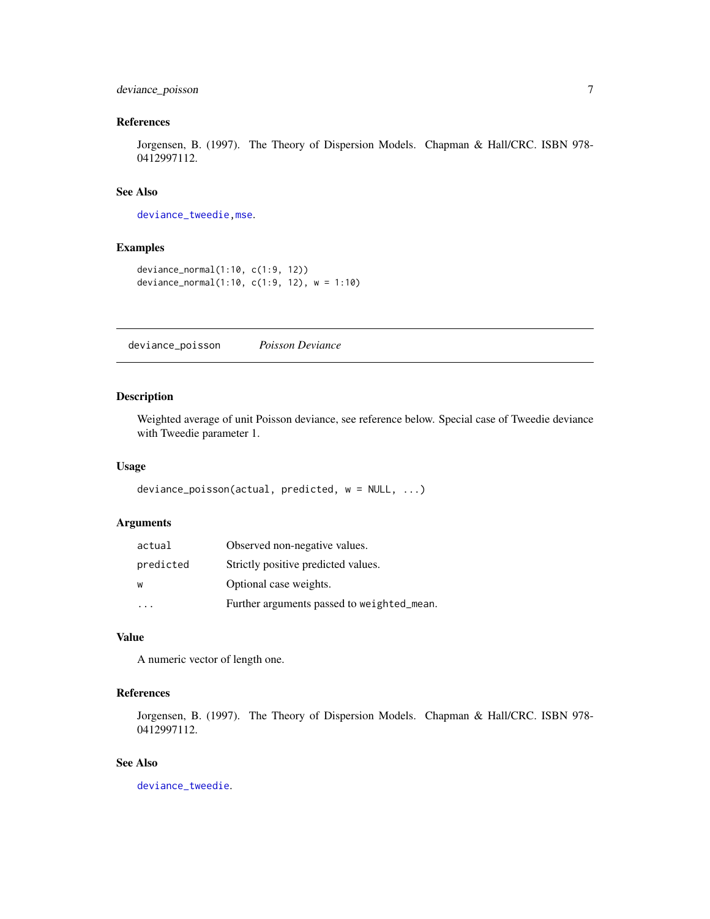### References

Jorgensen, B. (1997). The Theory of Dispersion Models. Chapman & Hall/CRC. ISBN 978-0412997112.

### See Also

deviance_tweedie, mse.

### Examples

```
deviance_normal(1:10, c(1:9, 12))
deviance_normal(1:10, c(1:9, 12), w = 1:10)
```

---

## deviance_poisson *Poisson Deviance*

---

### Description

Weighted average of unit Poisson deviance, see reference below. Special case of Tweedie deviance with Tweedie parameter 1.

### Usage

```
deviance_poisson(actual, predicted, w = NULL, ...)
```

### Arguments

| | |
|---|---|
| actual | Observed non-negative values. |
| predicted | Strictly positive predicted values. |
| w | Optional case weights. |
| ... | Further arguments passed to weighted_mean. |

### Value

A numeric vector of length one.

### References

Jorgensen, B. (1997). The Theory of Dispersion Models. Chapman & Hall/CRC. ISBN 978-0412997112.

### See Also

deviance_tweedie.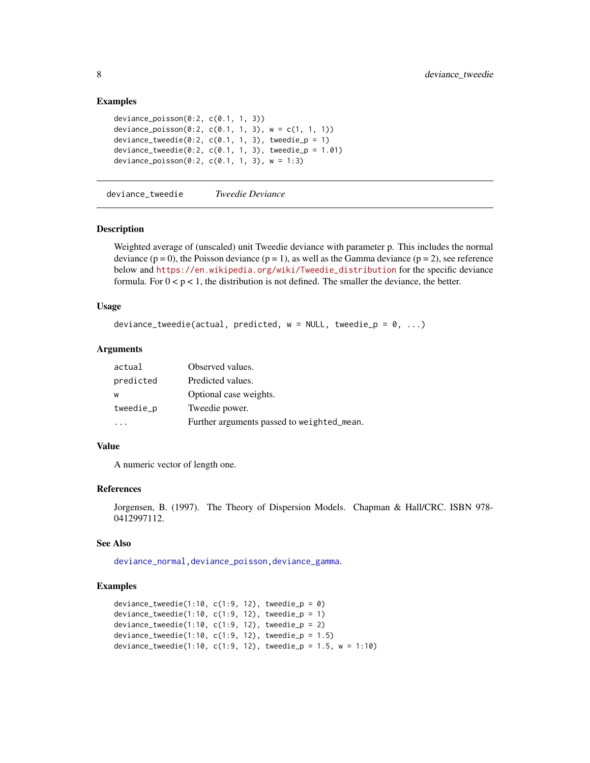### Examples

```
deviance_poisson(0:2, c(0.1, 1, 3))
deviance_poisson(0:2, c(0.1, 1, 3), w = c(1, 1, 1))
deviance_tweedie(0:2, c(0.1, 1, 3), tweedie_p = 1)
deviance_tweedie(0:2, c(0.1, 1, 3), tweedie_p = 1.01)
deviance_poisson(0:2, c(0.1, 1, 3), w = 1:3)
```

---

## deviance_tweedie — *Tweedie Deviance*

### Description

Weighted average of (unscaled) unit Tweedie deviance with parameter p. This includes the normal deviance ($p = 0$), the Poisson deviance ($p = 1$), as well as the Gamma deviance ($p = 2$), see reference below and https://en.wikipedia.org/wiki/Tweedie_distribution for the specific deviance formula. For $0 < p < 1$, the distribution is not defined. The smaller the deviance, the better.

### Usage

```
deviance_tweedie(actual, predicted, w = NULL, tweedie_p = 0, ...)
```

### Arguments

| | |
|---|---|
| actual | Observed values. |
| predicted | Predicted values. |
| w | Optional case weights. |
| tweedie_p | Tweedie power. |
| ... | Further arguments passed to weighted_mean. |

### Value

A numeric vector of length one.

### References

Jorgensen, B. (1997). The Theory of Dispersion Models. Chapman & Hall/CRC. ISBN 978-0412997112.

### See Also

deviance_normal, deviance_poisson, deviance_gamma.

### Examples

```
deviance_tweedie(1:10, c(1:9, 12), tweedie_p = 0)
deviance_tweedie(1:10, c(1:9, 12), tweedie_p = 1)
deviance_tweedie(1:10, c(1:9, 12), tweedie_p = 2)
deviance_tweedie(1:10, c(1:9, 12), tweedie_p = 1.5)
deviance_tweedie(1:10, c(1:9, 12), tweedie_p = 1.5, w = 1:10)
```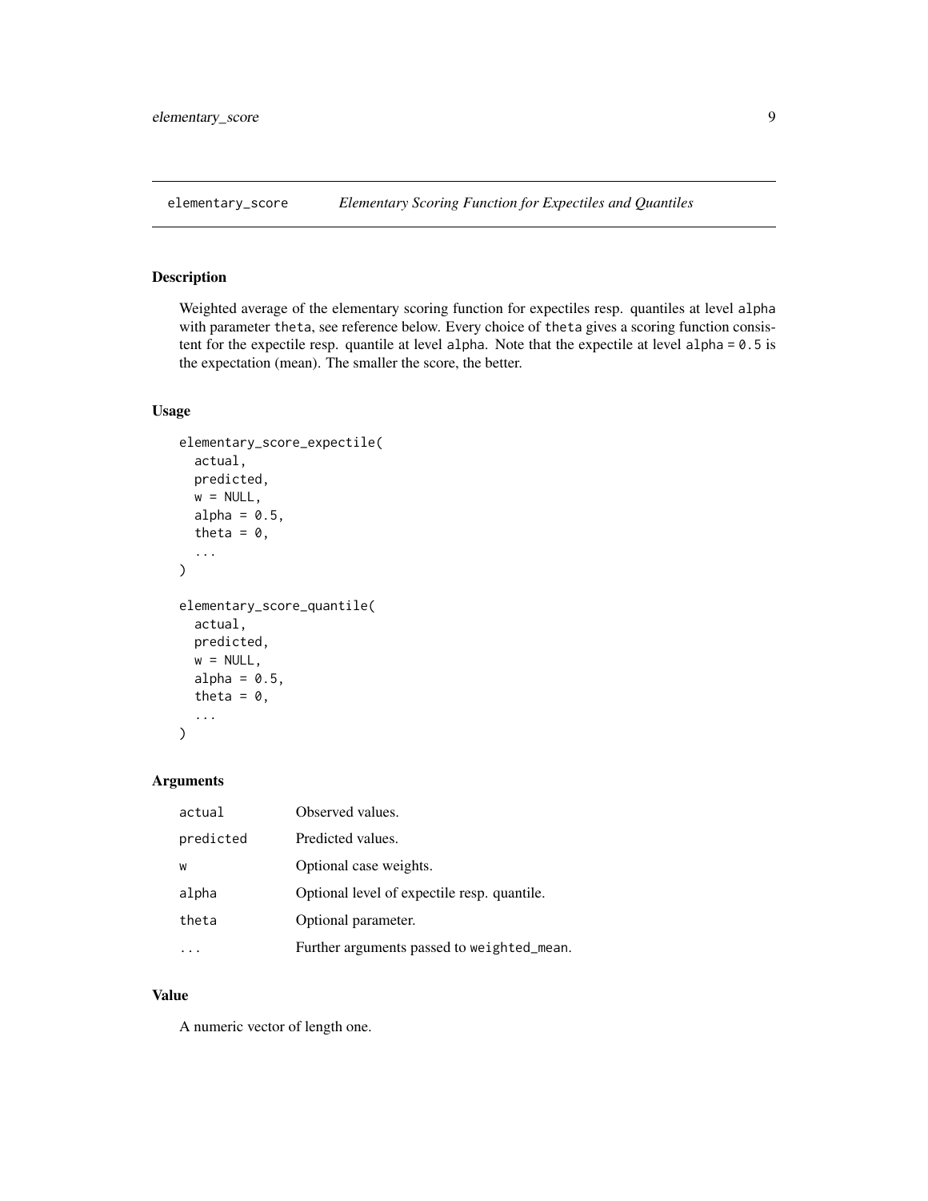# elementary_score — *Elementary Scoring Function for Expectiles and Quantiles*

## Description

Weighted average of the elementary scoring function for expectiles resp. quantiles at level `alpha` with parameter `theta`, see reference below. Every choice of `theta` gives a scoring function consistent for the expectile resp. quantile at level `alpha`. Note that the expectile at level `alpha = 0.5` is the expectation (mean). The smaller the score, the better.

## Usage

```
elementary_score_expectile(
  actual,
  predicted,
  w = NULL,
  alpha = 0.5,
  theta = 0,
  ...
)

elementary_score_quantile(
  actual,
  predicted,
  w = NULL,
  alpha = 0.5,
  theta = 0,
  ...
)
```

## Arguments

| | |
|---|---|
| `actual` | Observed values. |
| `predicted` | Predicted values. |
| `w` | Optional case weights. |
| `alpha` | Optional level of expectile resp. quantile. |
| `theta` | Optional parameter. |
| `...` | Further arguments passed to `weighted_mean`. |

## Value

A numeric vector of length one.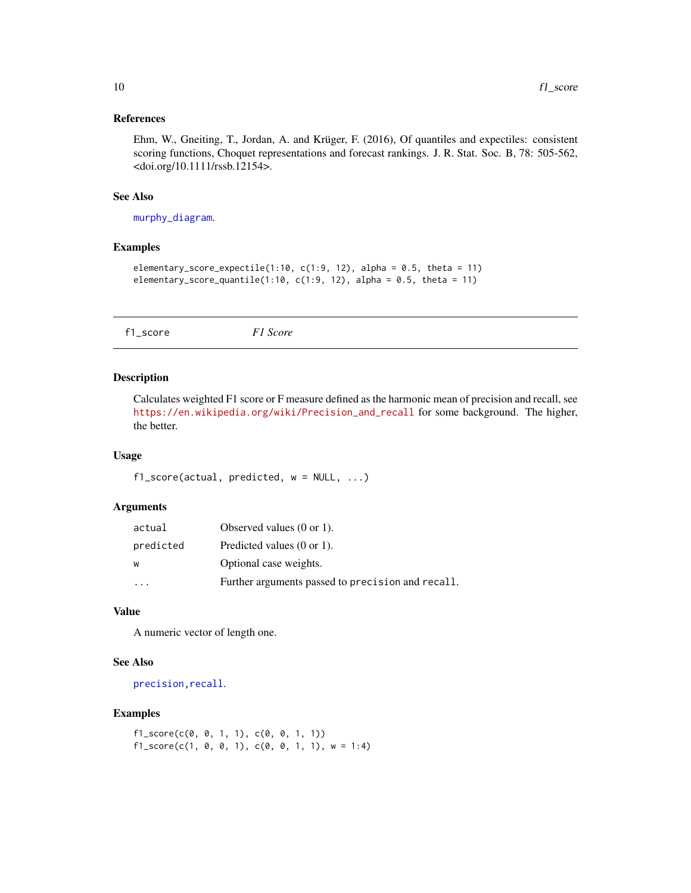### References

Ehm, W., Gneiting, T., Jordan, A. and Krüger, F. (2016), Of quantiles and expectiles: consistent scoring functions, Choquet representations and forecast rankings. J. R. Stat. Soc. B, 78: 505-562, <doi.org/10.1111/rssb.12154>.

### See Also

murphy_diagram.

### Examples

```
elementary_score_expectile(1:10, c(1:9, 12), alpha = 0.5, theta = 11)
elementary_score_quantile(1:10, c(1:9, 12), alpha = 0.5, theta = 11)
```

---

## f1_score *F1 Score*

---

### Description

Calculates weighted F1 score or F measure defined as the harmonic mean of precision and recall, see https://en.wikipedia.org/wiki/Precision_and_recall for some background. The higher, the better.

### Usage

```
f1_score(actual, predicted, w = NULL, ...)
```

### Arguments

| | |
|---|---|
| actual | Observed values (0 or 1). |
| predicted | Predicted values (0 or 1). |
| w | Optional case weights. |
| ... | Further arguments passed to precision and recall. |

### Value

A numeric vector of length one.

### See Also

precision, recall.

### Examples

```
f1_score(c(0, 0, 1, 1), c(0, 0, 1, 1))
f1_score(c(1, 0, 0, 1), c(0, 0, 1, 1), w = 1:4)
```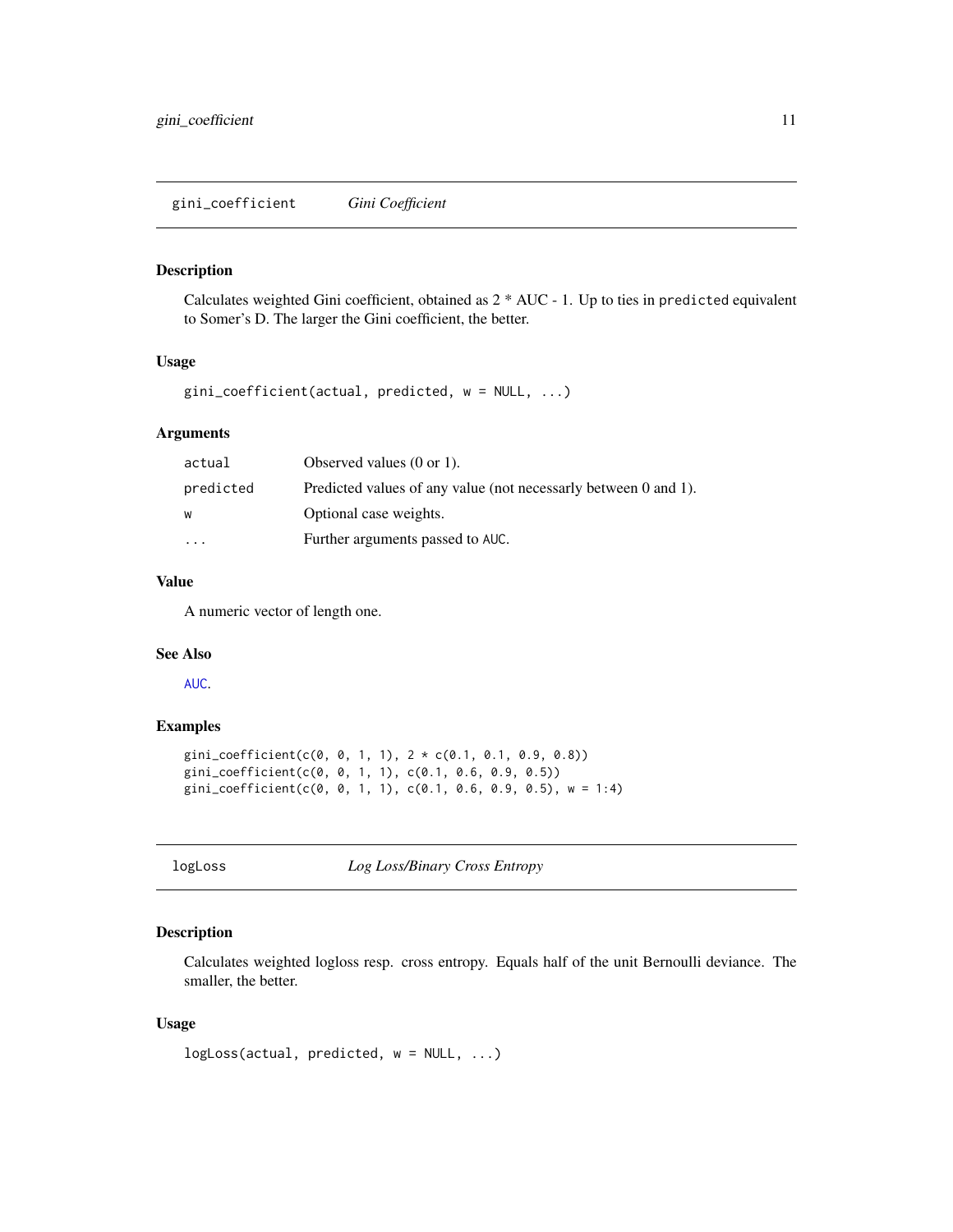## gini_coefficient *Gini Coefficient*

### Description

Calculates weighted Gini coefficient, obtained as 2 * AUC - 1. Up to ties in `predicted` equivalent to Somer's D. The larger the Gini coefficient, the better.

### Usage

```
gini_coefficient(actual, predicted, w = NULL, ...)
```

### Arguments

| | |
|---|---|
| `actual` | Observed values (0 or 1). |
| `predicted` | Predicted values of any value (not necessarly between 0 and 1). |
| `w` | Optional case weights. |
| `...` | Further arguments passed to `AUC`. |

### Value

A numeric vector of length one.

### See Also

`AUC`.

### Examples

```
gini_coefficient(c(0, 0, 1, 1), 2 * c(0.1, 0.1, 0.9, 0.8))
gini_coefficient(c(0, 0, 1, 1), c(0.1, 0.6, 0.9, 0.5))
gini_coefficient(c(0, 0, 1, 1), c(0.1, 0.6, 0.9, 0.5), w = 1:4)
```

## logLoss *Log Loss/Binary Cross Entropy*

### Description

Calculates weighted logloss resp. cross entropy. Equals half of the unit Bernoulli deviance. The smaller, the better.

### Usage

```
logLoss(actual, predicted, w = NULL, ...)
```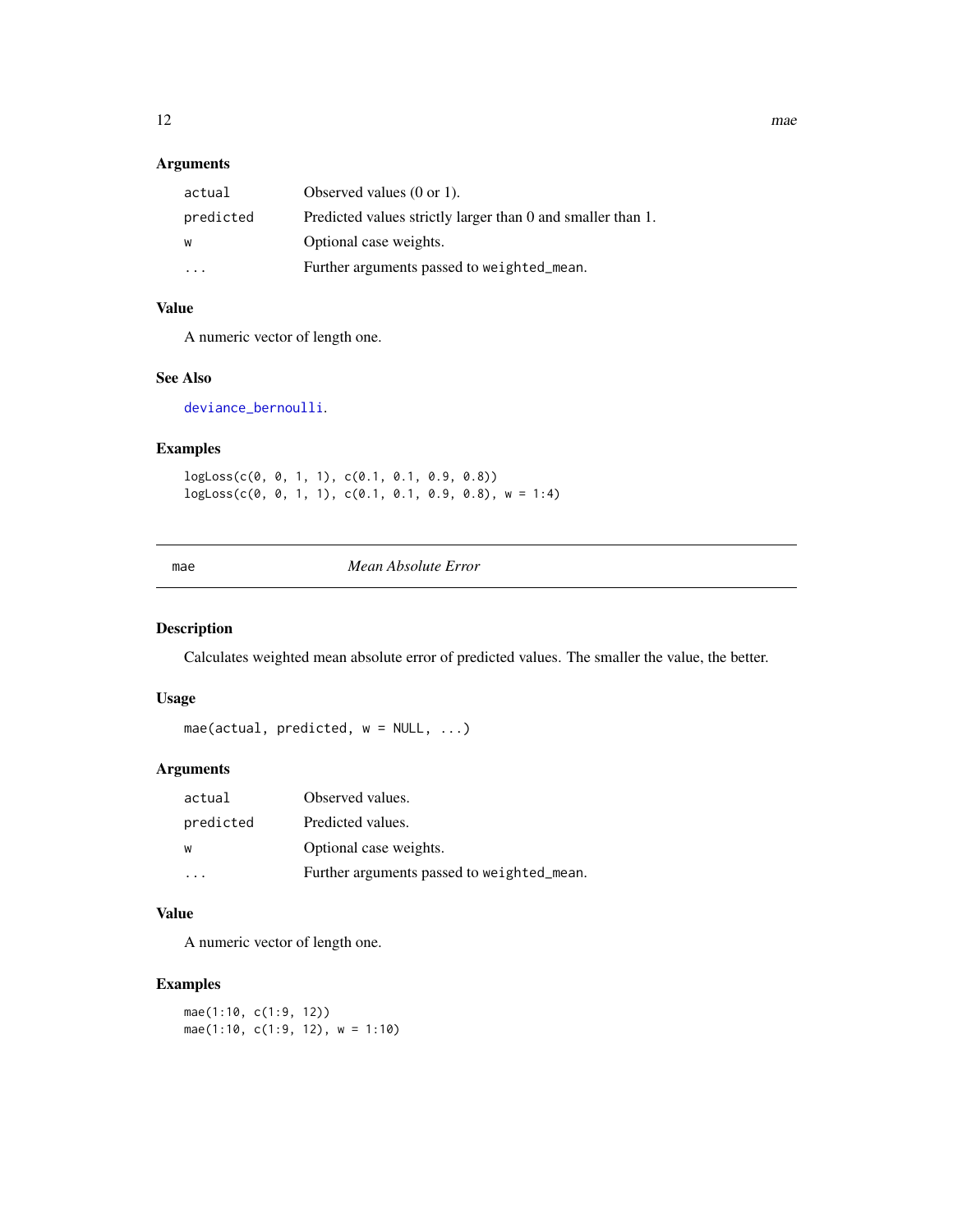### Arguments

| | |
|---|---|
| actual | Observed values (0 or 1). |
| predicted | Predicted values strictly larger than 0 and smaller than 1. |
| w | Optional case weights. |
| ... | Further arguments passed to weighted_mean. |

### Value

A numeric vector of length one.

### See Also

deviance_bernoulli.

### Examples

```
logLoss(c(0, 0, 1, 1), c(0.1, 0.1, 0.9, 0.8))
logLoss(c(0, 0, 1, 1), c(0.1, 0.1, 0.9, 0.8), w = 1:4)
```

---

## mae — *Mean Absolute Error*

### Description

Calculates weighted mean absolute error of predicted values. The smaller the value, the better.

### Usage

```
mae(actual, predicted, w = NULL, ...)
```

### Arguments

| | |
|---|---|
| actual | Observed values. |
| predicted | Predicted values. |
| w | Optional case weights. |
| ... | Further arguments passed to weighted_mean. |

### Value

A numeric vector of length one.

### Examples

```
mae(1:10, c(1:9, 12))
mae(1:10, c(1:9, 12), w = 1:10)
```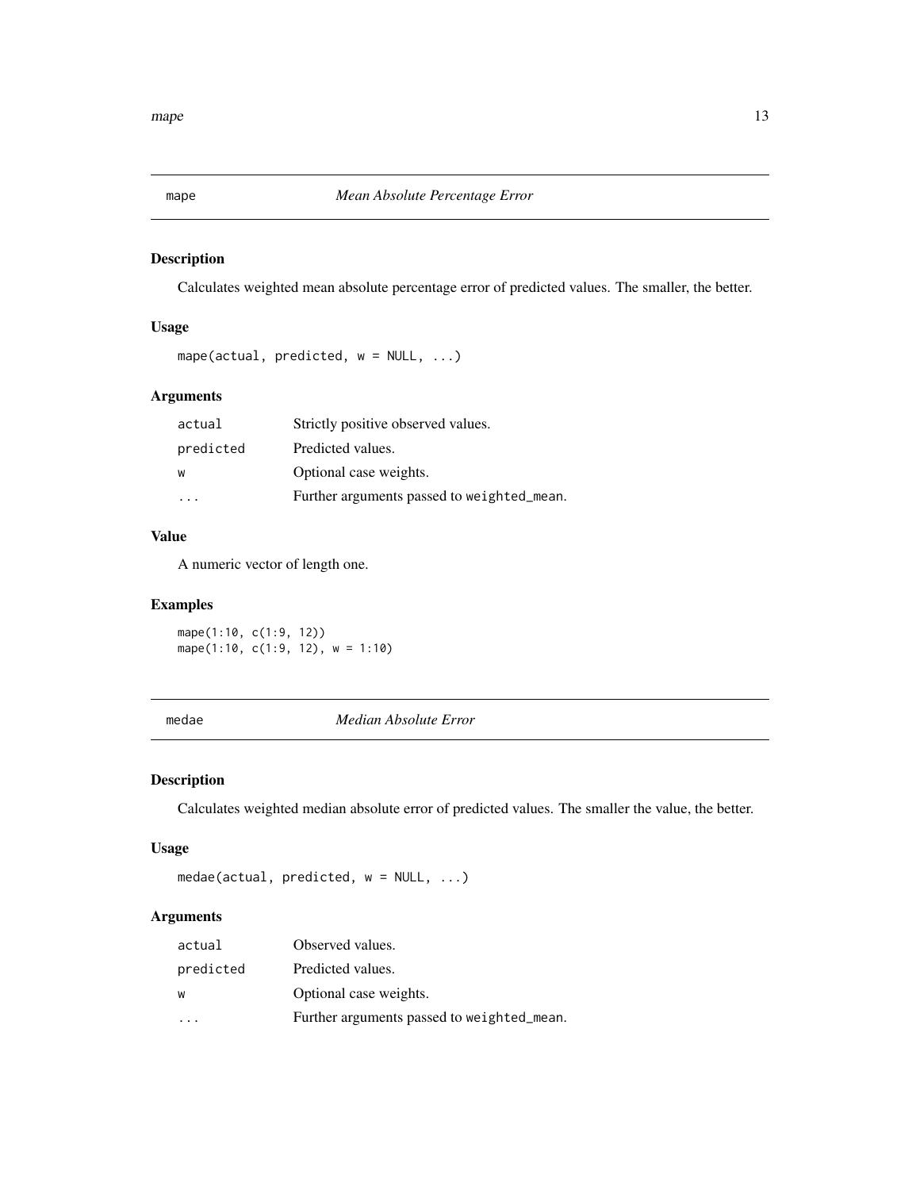## mape — *Mean Absolute Percentage Error*

### Description

Calculates weighted mean absolute percentage error of predicted values. The smaller, the better.

### Usage

```
mape(actual, predicted, w = NULL, ...)
```

### Arguments

| | |
|---|---|
| `actual` | Strictly positive observed values. |
| `predicted` | Predicted values. |
| `w` | Optional case weights. |
| `...` | Further arguments passed to `weighted_mean`. |

### Value

A numeric vector of length one.

### Examples

```
mape(1:10, c(1:9, 12))
mape(1:10, c(1:9, 12), w = 1:10)
```

## medae — *Median Absolute Error*

### Description

Calculates weighted median absolute error of predicted values. The smaller the value, the better.

### Usage

```
medae(actual, predicted, w = NULL, ...)
```

### Arguments

| | |
|---|---|
| `actual` | Observed values. |
| `predicted` | Predicted values. |
| `w` | Optional case weights. |
| `...` | Further arguments passed to `weighted_mean`. |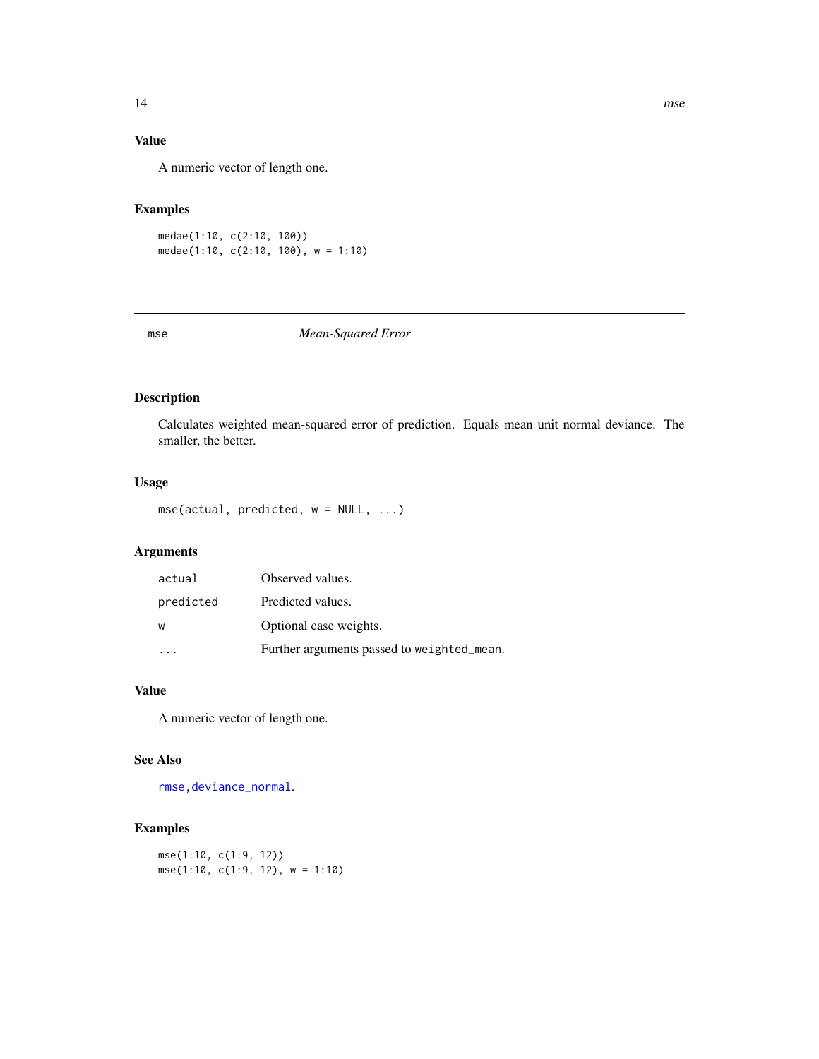## Value

A numeric vector of length one.

## Examples

```
medae(1:10, c(2:10, 100))
medae(1:10, c(2:10, 100), w = 1:10)
```

---

# mse — *Mean-Squared Error*

---

## Description

Calculates weighted mean-squared error of prediction. Equals mean unit normal deviance. The smaller, the better.

## Usage

```
mse(actual, predicted, w = NULL, ...)
```

## Arguments

| | |
|---|---|
| actual | Observed values. |
| predicted | Predicted values. |
| w | Optional case weights. |
| ... | Further arguments passed to weighted_mean. |

## Value

A numeric vector of length one.

## See Also

rmse, deviance_normal.

## Examples

```
mse(1:10, c(1:9, 12))
mse(1:10, c(1:9, 12), w = 1:10)
```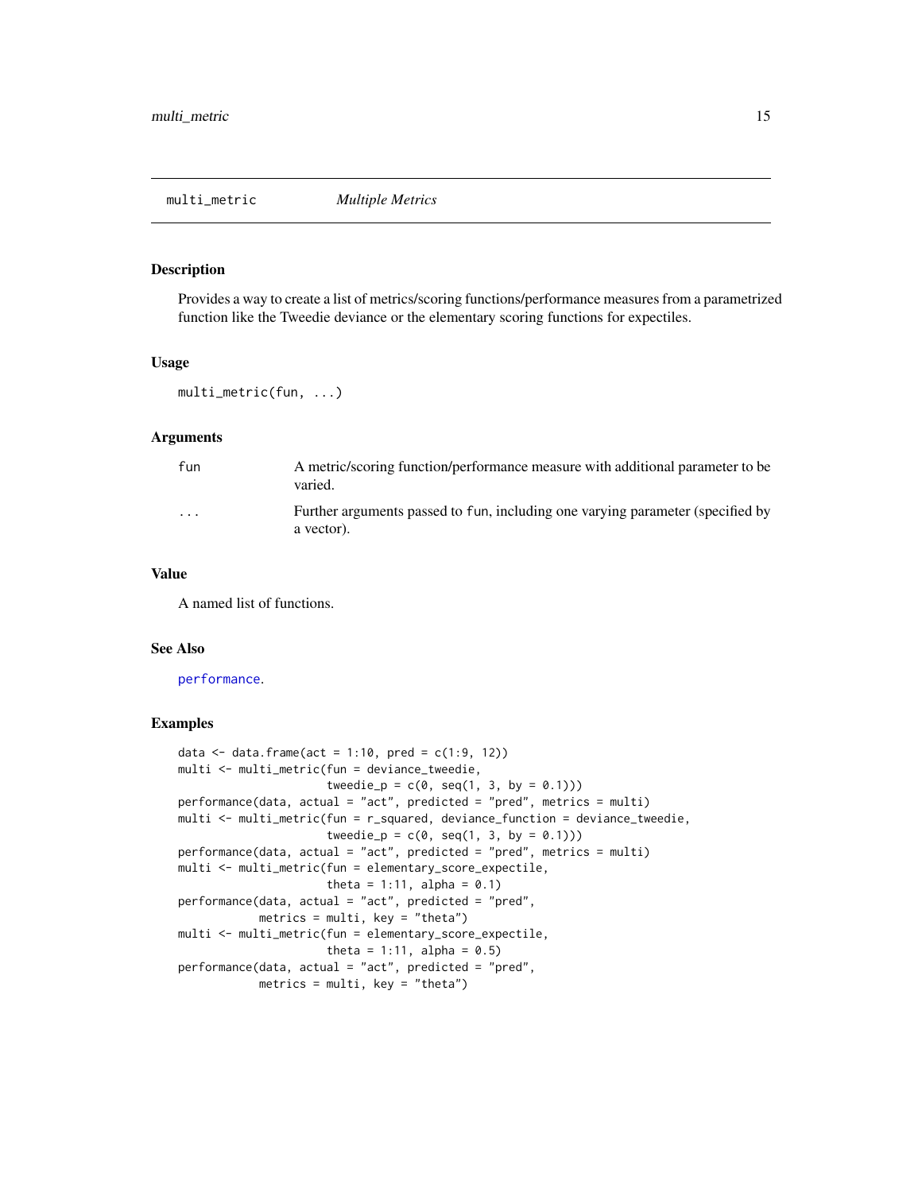# multi_metric *Multiple Metrics*

## Description

Provides a way to create a list of metrics/scoring functions/performance measures from a parametrized function like the Tweedie deviance or the elementary scoring functions for expectiles.

## Usage

```
multi_metric(fun, ...)
```

## Arguments

| | |
|---|---|
| `fun` | A metric/scoring function/performance measure with additional parameter to be varied. |
| `...` | Further arguments passed to `fun`, including one varying parameter (specified by a vector). |

## Value

A named list of functions.

## See Also

performance.

## Examples

```
data <- data.frame(act = 1:10, pred = c(1:9, 12))
multi <- multi_metric(fun = deviance_tweedie,
                      tweedie_p = c(0, seq(1, 3, by = 0.1)))
performance(data, actual = "act", predicted = "pred", metrics = multi)
multi <- multi_metric(fun = r_squared, deviance_function = deviance_tweedie,
                      tweedie_p = c(0, seq(1, 3, by = 0.1)))
performance(data, actual = "act", predicted = "pred", metrics = multi)
multi <- multi_metric(fun = elementary_score_expectile,
                      theta = 1:11, alpha = 0.1)
performance(data, actual = "act", predicted = "pred",
            metrics = multi, key = "theta")
multi <- multi_metric(fun = elementary_score_expectile,
                      theta = 1:11, alpha = 0.5)
performance(data, actual = "act", predicted = "pred",
            metrics = multi, key = "theta")
```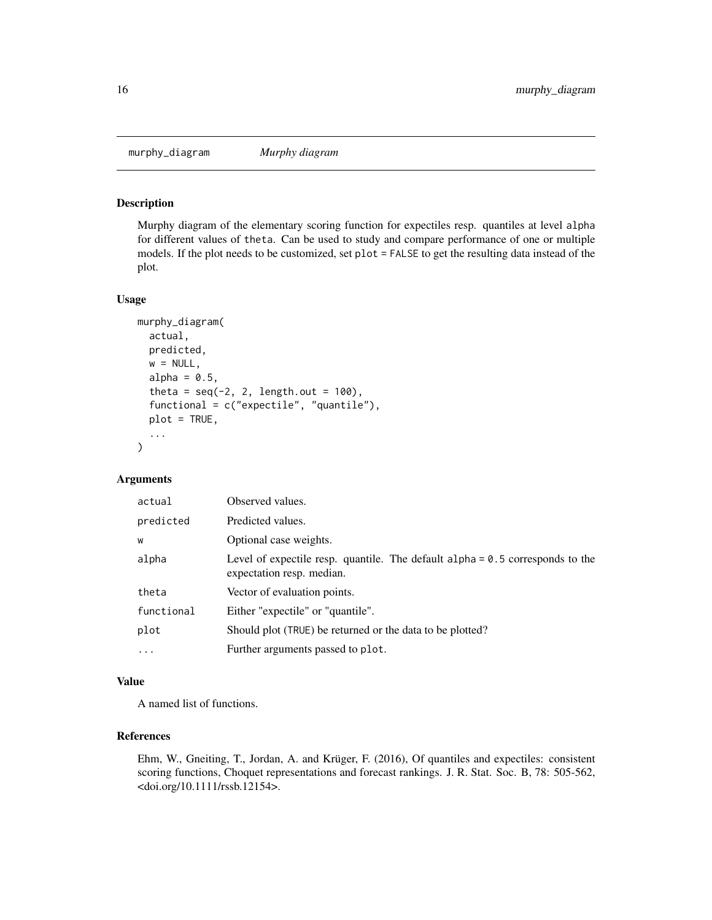## murphy_diagram *Murphy diagram*

### Description

Murphy diagram of the elementary scoring function for expectiles resp. quantiles at level `alpha` for different values of `theta`. Can be used to study and compare performance of one or multiple models. If the plot needs to be customized, set `plot = FALSE` to get the resulting data instead of the plot.

### Usage

```
murphy_diagram(
  actual,
  predicted,
  w = NULL,
  alpha = 0.5,
  theta = seq(-2, 2, length.out = 100),
  functional = c("expectile", "quantile"),
  plot = TRUE,
  ...
)
```

### Arguments

| | |
|---|---|
| `actual` | Observed values. |
| `predicted` | Predicted values. |
| `w` | Optional case weights. |
| `alpha` | Level of expectile resp. quantile. The default `alpha = 0.5` corresponds to the expectation resp. median. |
| `theta` | Vector of evaluation points. |
| `functional` | Either "expectile" or "quantile". |
| `plot` | Should plot (`TRUE`) be returned or the data to be plotted? |
| `...` | Further arguments passed to `plot`. |

### Value

A named list of functions.

### References

Ehm, W., Gneiting, T., Jordan, A. and Krüger, F. (2016), Of quantiles and expectiles: consistent scoring functions, Choquet representations and forecast rankings. J. R. Stat. Soc. B, 78: 505-562, <doi.org/10.1111/rssb.12154>.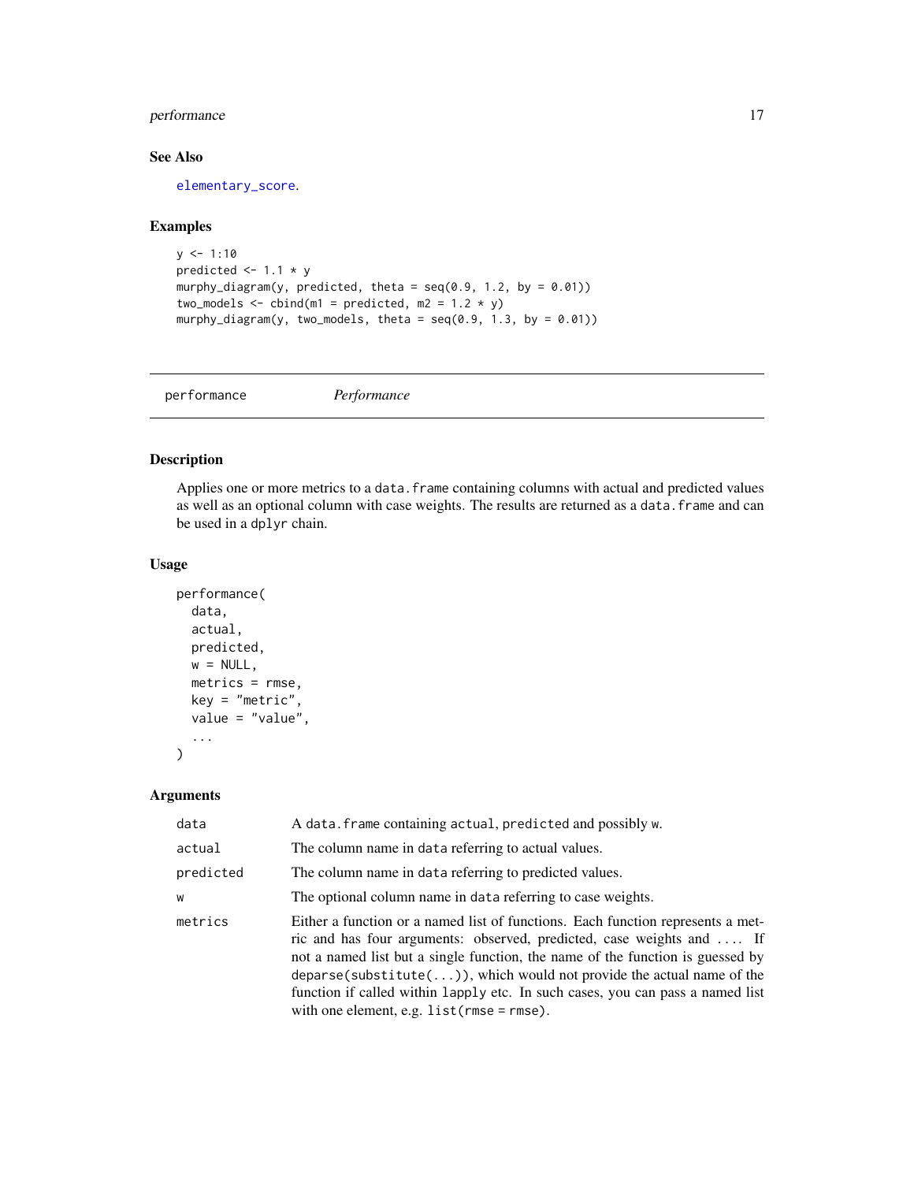### See Also

elementary_score.

### Examples

```
y <- 1:10
predicted <- 1.1 * y
murphy_diagram(y, predicted, theta = seq(0.9, 1.2, by = 0.01))
two_models <- cbind(m1 = predicted, m2 = 1.2 * y)
murphy_diagram(y, two_models, theta = seq(0.9, 1.3, by = 0.01))
```

---

## performance — *Performance*

---

### Description

Applies one or more metrics to a `data.frame` containing columns with actual and predicted values as well as an optional column with case weights. The results are returned as a `data.frame` and can be used in a `dplyr` chain.

### Usage

```
performance(
  data,
  actual,
  predicted,
  w = NULL,
  metrics = rmse,
  key = "metric",
  value = "value",
  ...
)
```

### Arguments

| | |
|---|---|
| `data` | A `data.frame` containing `actual`, `predicted` and possibly `w`. |
| `actual` | The column name in `data` referring to actual values. |
| `predicted` | The column name in `data` referring to predicted values. |
| `w` | The optional column name in `data` referring to case weights. |
| `metrics` | Either a function or a named list of functions. Each function represents a metric and has four arguments: observed, predicted, case weights and `...`. If not a named list but a single function, the name of the function is guessed by `deparse(substitute(...))`, which would not provide the actual name of the function if called within `lapply` etc. In such cases, you can pass a named list with one element, e.g. `list(rmse = rmse)`. |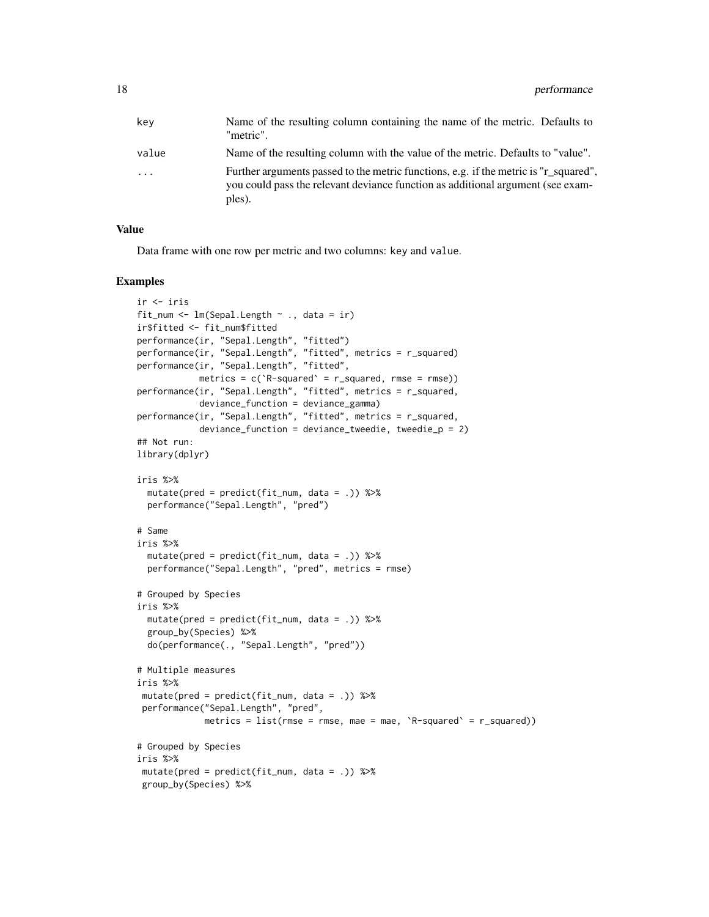| | |
|---|---|
| key | Name of the resulting column containing the name of the metric. Defaults to "metric". |
| value | Name of the resulting column with the value of the metric. Defaults to "value". |
| ... | Further arguments passed to the metric functions, e.g. if the metric is "r_squared", you could pass the relevant deviance function as additional argument (see examples). |

## Value

Data frame with one row per metric and two columns: key and value.

## Examples

```
ir <- iris
fit_num <- lm(Sepal.Length ~ ., data = ir)
ir$fitted <- fit_num$fitted
performance(ir, "Sepal.Length", "fitted")
performance(ir, "Sepal.Length", "fitted", metrics = r_squared)
performance(ir, "Sepal.Length", "fitted",
            metrics = c(`R-squared` = r_squared, rmse = rmse))
performance(ir, "Sepal.Length", "fitted", metrics = r_squared,
            deviance_function = deviance_gamma)
performance(ir, "Sepal.Length", "fitted", metrics = r_squared,
            deviance_function = deviance_tweedie, tweedie_p = 2)
## Not run:
library(dplyr)

iris %>%
  mutate(pred = predict(fit_num, data = .)) %>%
  performance("Sepal.Length", "pred")

# Same
iris %>%
  mutate(pred = predict(fit_num, data = .)) %>%
  performance("Sepal.Length", "pred", metrics = rmse)

# Grouped by Species
iris %>%
  mutate(pred = predict(fit_num, data = .)) %>%
  group_by(Species) %>%
  do(performance(., "Sepal.Length", "pred"))

# Multiple measures
iris %>%
 mutate(pred = predict(fit_num, data = .)) %>%
 performance("Sepal.Length", "pred",
             metrics = list(rmse = rmse, mae = mae, `R-squared` = r_squared))

# Grouped by Species
iris %>%
 mutate(pred = predict(fit_num, data = .)) %>%
 group_by(Species) %>%
```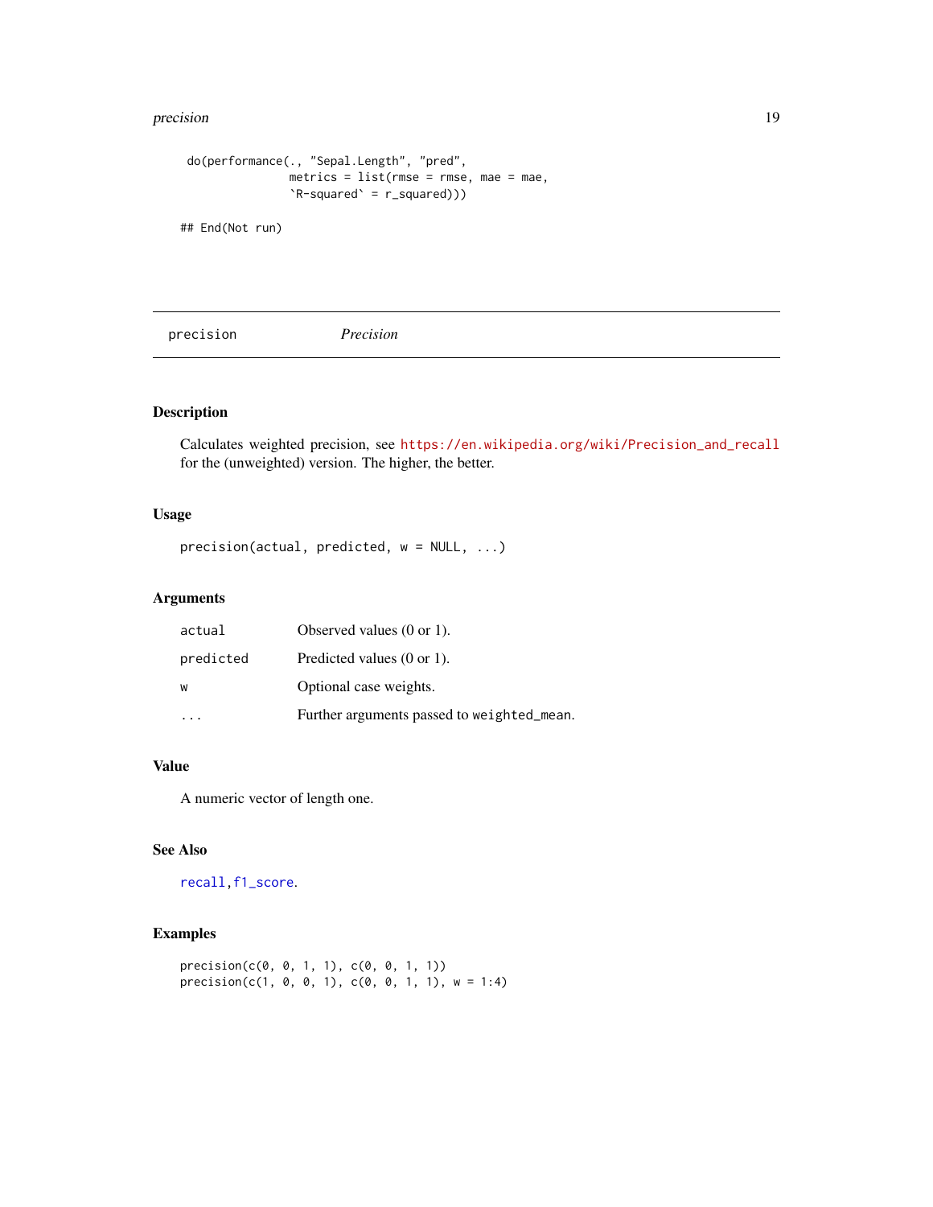```
  do(performance(., "Sepal.Length", "pred",
                 metrics = list(rmse = rmse, mae = mae,
                 `R-squared` = r_squared)))

## End(Not run)
```

---

## precision — *Precision*

---

### Description

Calculates weighted precision, see https://en.wikipedia.org/wiki/Precision_and_recall for the (unweighted) version. The higher, the better.

### Usage

```
precision(actual, predicted, w = NULL, ...)
```

### Arguments

| | |
|---|---|
| `actual` | Observed values (0 or 1). |
| `predicted` | Predicted values (0 or 1). |
| `w` | Optional case weights. |
| `...` | Further arguments passed to `weighted_mean`. |

### Value

A numeric vector of length one.

### See Also

`recall`, `f1_score`.

### Examples

```
precision(c(0, 0, 1, 1), c(0, 0, 1, 1))
precision(c(1, 0, 0, 1), c(0, 0, 1, 1), w = 1:4)
```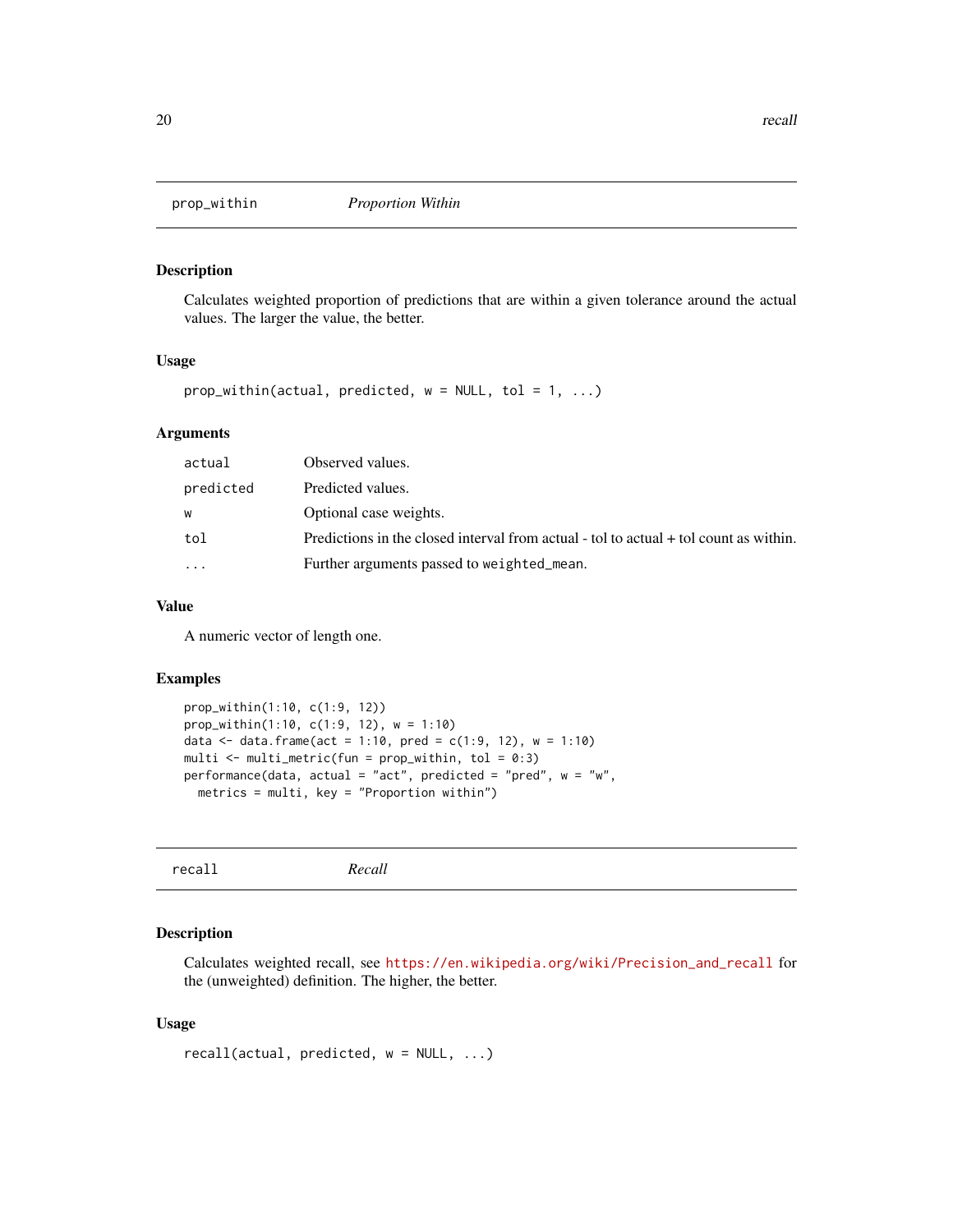## prop_within — *Proportion Within*

### Description

Calculates weighted proportion of predictions that are within a given tolerance around the actual values. The larger the value, the better.

### Usage

```
prop_within(actual, predicted, w = NULL, tol = 1, ...)
```

### Arguments

| | |
|---|---|
| actual | Observed values. |
| predicted | Predicted values. |
| w | Optional case weights. |
| tol | Predictions in the closed interval from actual - tol to actual + tol count as within. |
| ... | Further arguments passed to weighted_mean. |

### Value

A numeric vector of length one.

### Examples

```
prop_within(1:10, c(1:9, 12))
prop_within(1:10, c(1:9, 12), w = 1:10)
data <- data.frame(act = 1:10, pred = c(1:9, 12), w = 1:10)
multi <- multi_metric(fun = prop_within, tol = 0:3)
performance(data, actual = "act", predicted = "pred", w = "w",
  metrics = multi, key = "Proportion within")
```

## recall — *Recall*

### Description

Calculates weighted recall, see https://en.wikipedia.org/wiki/Precision_and_recall for the (unweighted) definition. The higher, the better.

### Usage

```
recall(actual, predicted, w = NULL, ...)
```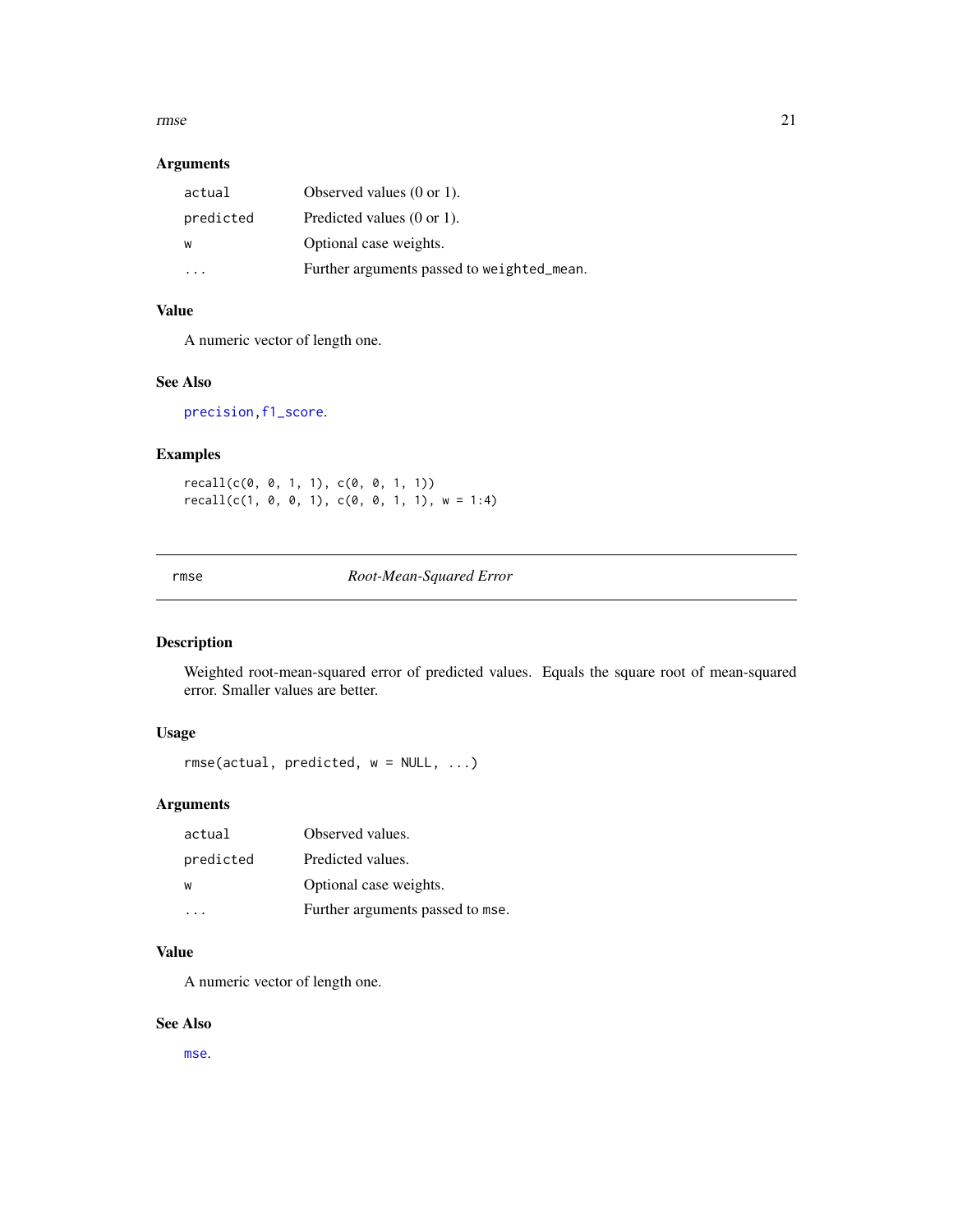### Arguments

| | |
|---|---|
| `actual` | Observed values (0 or 1). |
| `predicted` | Predicted values (0 or 1). |
| `w` | Optional case weights. |
| `...` | Further arguments passed to `weighted_mean`. |

### Value

A numeric vector of length one.

### See Also

`precision`, `f1_score`.

### Examples

```
recall(c(0, 0, 1, 1), c(0, 0, 1, 1))
recall(c(1, 0, 0, 1), c(0, 0, 1, 1), w = 1:4)
```

---

## `rmse` *Root-Mean-Squared Error*

---

### Description

Weighted root-mean-squared error of predicted values. Equals the square root of mean-squared error. Smaller values are better.

### Usage

```
rmse(actual, predicted, w = NULL, ...)
```

### Arguments

| | |
|---|---|
| `actual` | Observed values. |
| `predicted` | Predicted values. |
| `w` | Optional case weights. |
| `...` | Further arguments passed to `mse`. |

### Value

A numeric vector of length one.

### See Also

`mse`.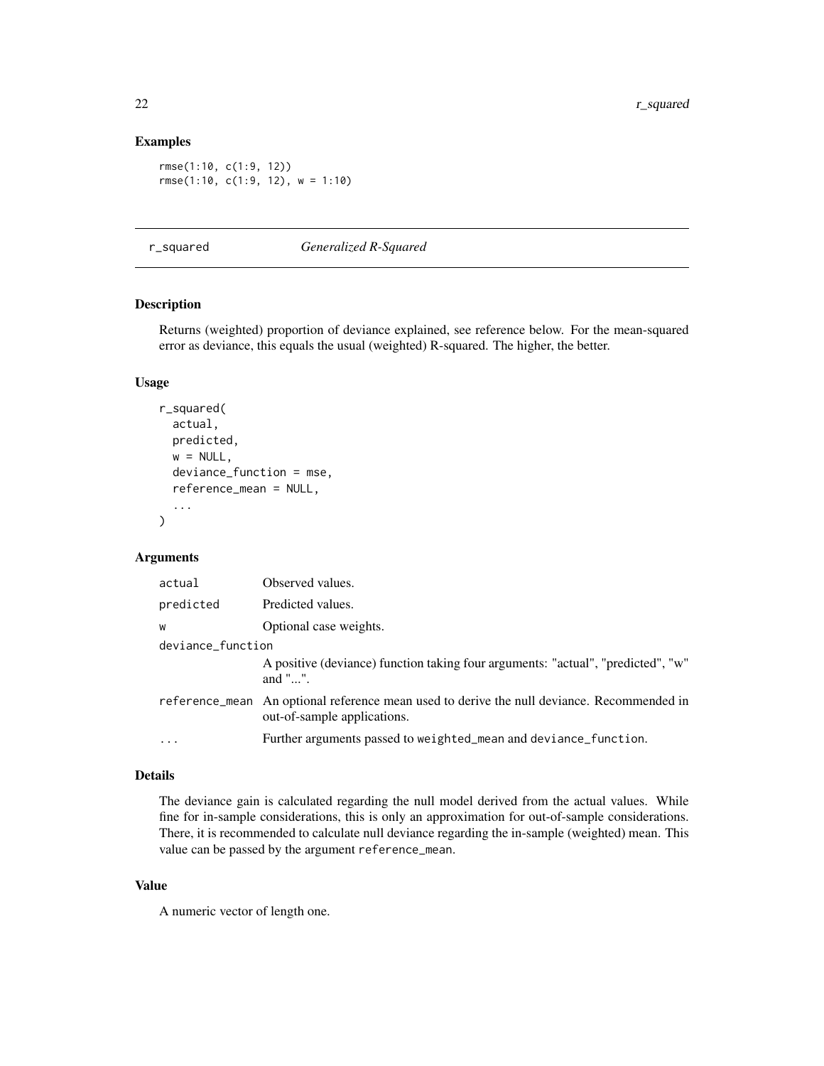## Examples

```
rmse(1:10, c(1:9, 12))
rmse(1:10, c(1:9, 12), w = 1:10)
```

---

## r_squared *Generalized R-Squared*

---

### Description

Returns (weighted) proportion of deviance explained, see reference below. For the mean-squared error as deviance, this equals the usual (weighted) R-squared. The higher, the better.

### Usage

```
r_squared(
  actual,
  predicted,
  w = NULL,
  deviance_function = mse,
  reference_mean = NULL,
  ...
)
```

### Arguments

| | |
|---|---|
| actual | Observed values. |
| predicted | Predicted values. |
| w | Optional case weights. |
| deviance_function | A positive (deviance) function taking four arguments: "actual", "predicted", "w" and "...". |
| reference_mean | An optional reference mean used to derive the null deviance. Recommended in out-of-sample applications. |
| ... | Further arguments passed to weighted_mean and deviance_function. |

### Details

The deviance gain is calculated regarding the null model derived from the actual values. While fine for in-sample considerations, this is only an approximation for out-of-sample considerations. There, it is recommended to calculate null deviance regarding the in-sample (weighted) mean. This value can be passed by the argument reference_mean.

### Value

A numeric vector of length one.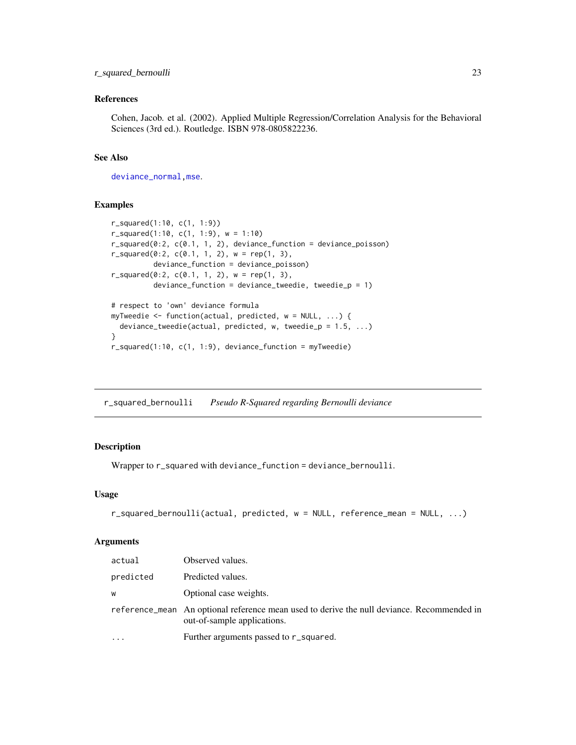### References

Cohen, Jacob. et al. (2002). Applied Multiple Regression/Correlation Analysis for the Behavioral Sciences (3rd ed.). Routledge. ISBN 978-0805822236.

### See Also

deviance_normal, mse.

### Examples

```
r_squared(1:10, c(1, 1:9))
r_squared(1:10, c(1, 1:9), w = 1:10)
r_squared(0:2, c(0.1, 1, 2), deviance_function = deviance_poisson)
r_squared(0:2, c(0.1, 1, 2), w = rep(1, 3),
          deviance_function = deviance_poisson)
r_squared(0:2, c(0.1, 1, 2), w = rep(1, 3),
          deviance_function = deviance_tweedie, tweedie_p = 1)

# respect to 'own' deviance formula
myTweedie <- function(actual, predicted, w = NULL, ...) {
  deviance_tweedie(actual, predicted, w, tweedie_p = 1.5, ...)
}
r_squared(1:10, c(1, 1:9), deviance_function = myTweedie)
```

## r_squared_bernoulli    *Pseudo R-Squared regarding Bernoulli deviance*

### Description

Wrapper to `r_squared` with `deviance_function = deviance_bernoulli`.

### Usage

```
r_squared_bernoulli(actual, predicted, w = NULL, reference_mean = NULL, ...)
```

### Arguments

| | |
|---|---|
| `actual` | Observed values. |
| `predicted` | Predicted values. |
| `w` | Optional case weights. |
| `reference_mean` | An optional reference mean used to derive the null deviance. Recommended in out-of-sample applications. |
| `...` | Further arguments passed to `r_squared`. |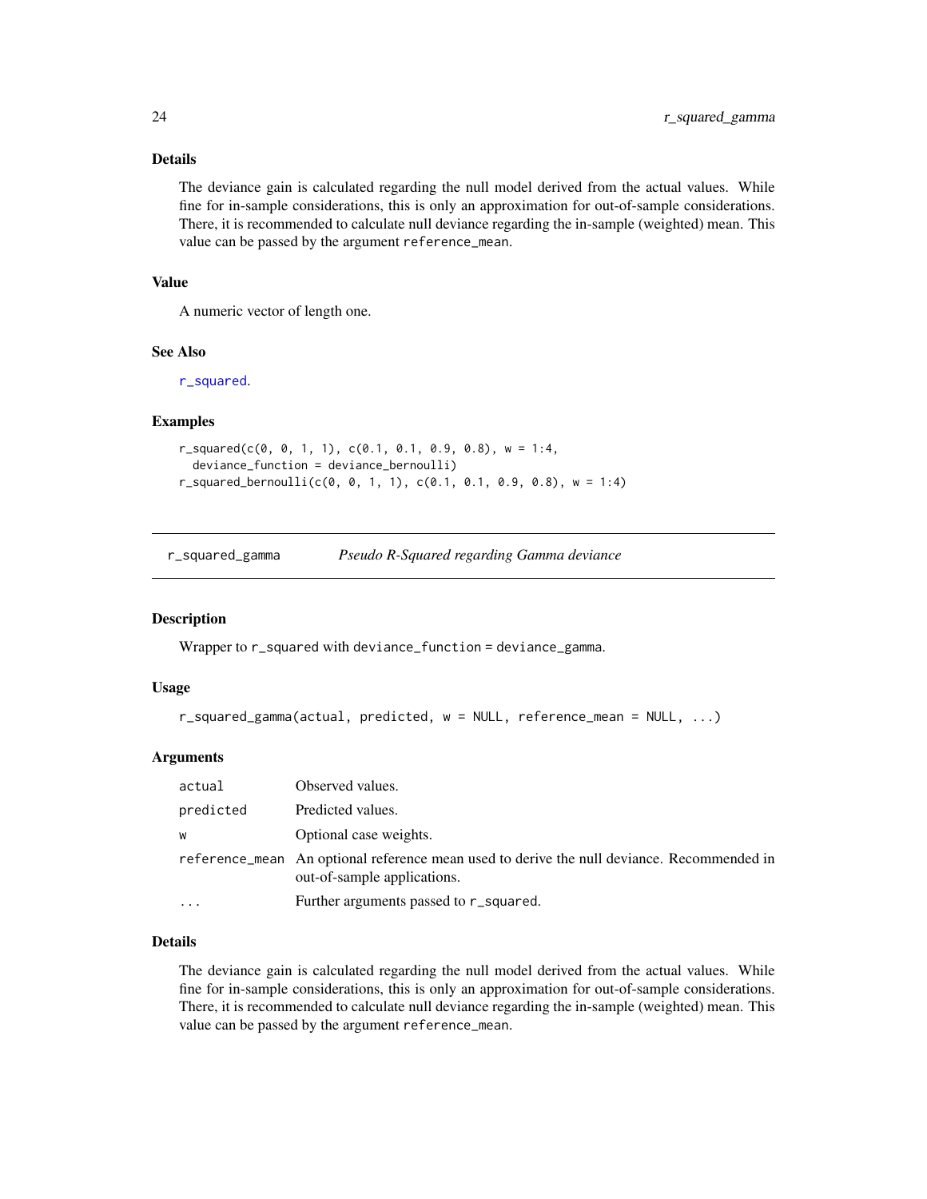### Details

The deviance gain is calculated regarding the null model derived from the actual values. While fine for in-sample considerations, this is only an approximation for out-of-sample considerations. There, it is recommended to calculate null deviance regarding the in-sample (weighted) mean. This value can be passed by the argument `reference_mean`.

### Value

A numeric vector of length one.

### See Also

`r_squared`.

### Examples

```
r_squared(c(0, 0, 1, 1), c(0.1, 0.1, 0.9, 0.8), w = 1:4,
  deviance_function = deviance_bernoulli)
r_squared_bernoulli(c(0, 0, 1, 1), c(0.1, 0.1, 0.9, 0.8), w = 1:4)
```

---

## r_squared_gamma — *Pseudo R-Squared regarding Gamma deviance*

### Description

Wrapper to `r_squared` with `deviance_function = deviance_gamma`.

### Usage

```
r_squared_gamma(actual, predicted, w = NULL, reference_mean = NULL, ...)
```

### Arguments

| | |
|---|---|
| `actual` | Observed values. |
| `predicted` | Predicted values. |
| `w` | Optional case weights. |
| `reference_mean` | An optional reference mean used to derive the null deviance. Recommended in out-of-sample applications. |
| `...` | Further arguments passed to `r_squared`. |

### Details

The deviance gain is calculated regarding the null model derived from the actual values. While fine for in-sample considerations, this is only an approximation for out-of-sample considerations. There, it is recommended to calculate null deviance regarding the in-sample (weighted) mean. This value can be passed by the argument `reference_mean`.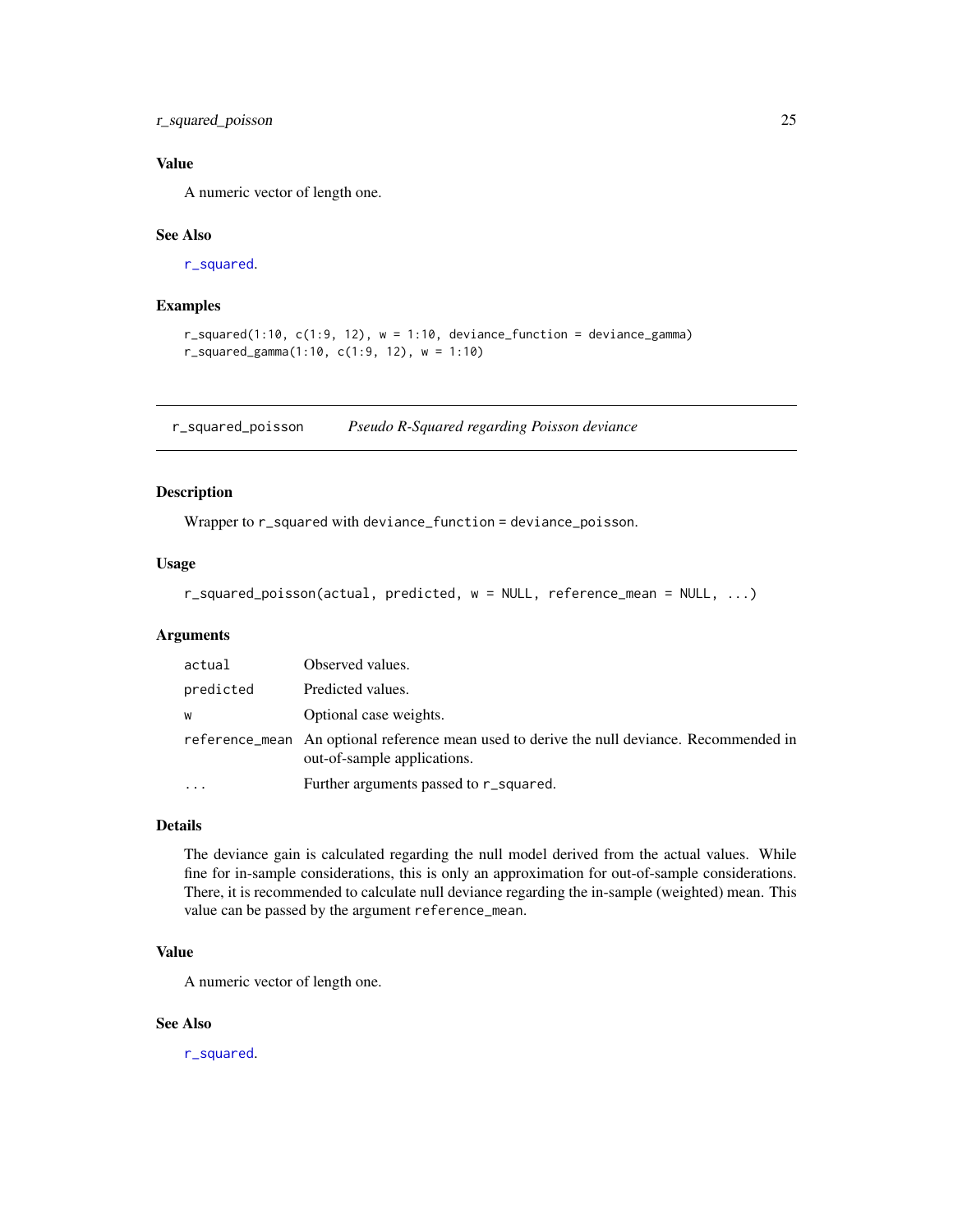## Value

A numeric vector of length one.

## See Also

`r_squared`.

## Examples

```
r_squared(1:10, c(1:9, 12), w = 1:10, deviance_function = deviance_gamma)
r_squared_gamma(1:10, c(1:9, 12), w = 1:10)
```

---

# r_squared_poisson *Pseudo R-Squared regarding Poisson deviance*

---

## Description

Wrapper to `r_squared` with `deviance_function = deviance_poisson`.

## Usage

```
r_squared_poisson(actual, predicted, w = NULL, reference_mean = NULL, ...)
```

## Arguments

| | |
|---|---|
| `actual` | Observed values. |
| `predicted` | Predicted values. |
| `w` | Optional case weights. |
| `reference_mean` | An optional reference mean used to derive the null deviance. Recommended in out-of-sample applications. |
| `...` | Further arguments passed to `r_squared`. |

## Details

The deviance gain is calculated regarding the null model derived from the actual values. While fine for in-sample considerations, this is only an approximation for out-of-sample considerations. There, it is recommended to calculate null deviance regarding the in-sample (weighted) mean. This value can be passed by the argument `reference_mean`.

## Value

A numeric vector of length one.

## See Also

`r_squared`.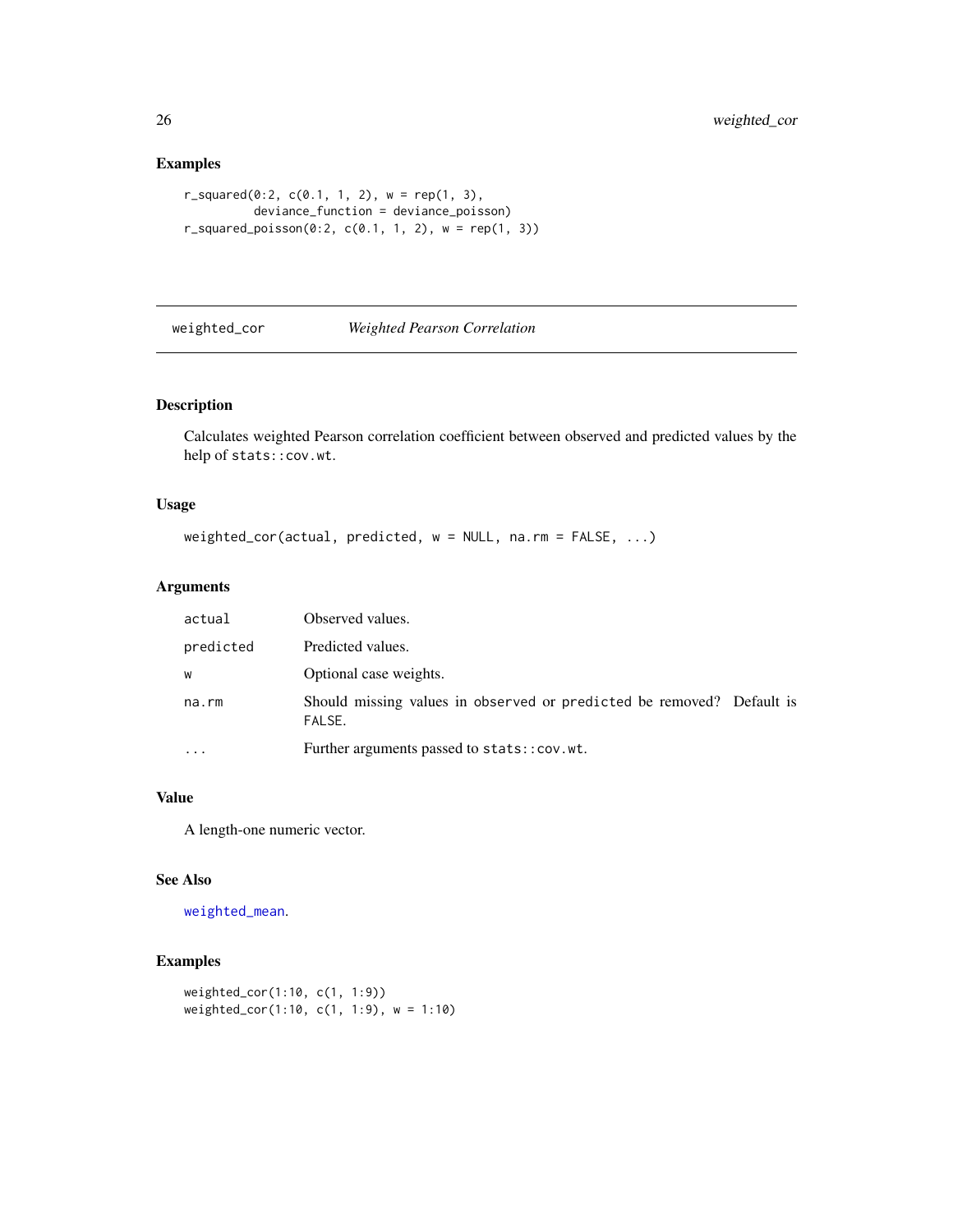## Examples

```
r_squared(0:2, c(0.1, 1, 2), w = rep(1, 3),
          deviance_function = deviance_poisson)
r_squared_poisson(0:2, c(0.1, 1, 2), w = rep(1, 3))
```

---

# weighted_cor    *Weighted Pearson Correlation*

---

## Description

Calculates weighted Pearson correlation coefficient between observed and predicted values by the help of `stats::cov.wt`.

## Usage

```
weighted_cor(actual, predicted, w = NULL, na.rm = FALSE, ...)
```

## Arguments

| | |
|---|---|
| `actual` | Observed values. |
| `predicted` | Predicted values. |
| `w` | Optional case weights. |
| `na.rm` | Should missing values in `observed` or `predicted` be removed? Default is `FALSE`. |
| `...` | Further arguments passed to `stats::cov.wt`. |

## Value

A length-one numeric vector.

## See Also

`weighted_mean`.

## Examples

```
weighted_cor(1:10, c(1, 1:9))
weighted_cor(1:10, c(1, 1:9), w = 1:10)
```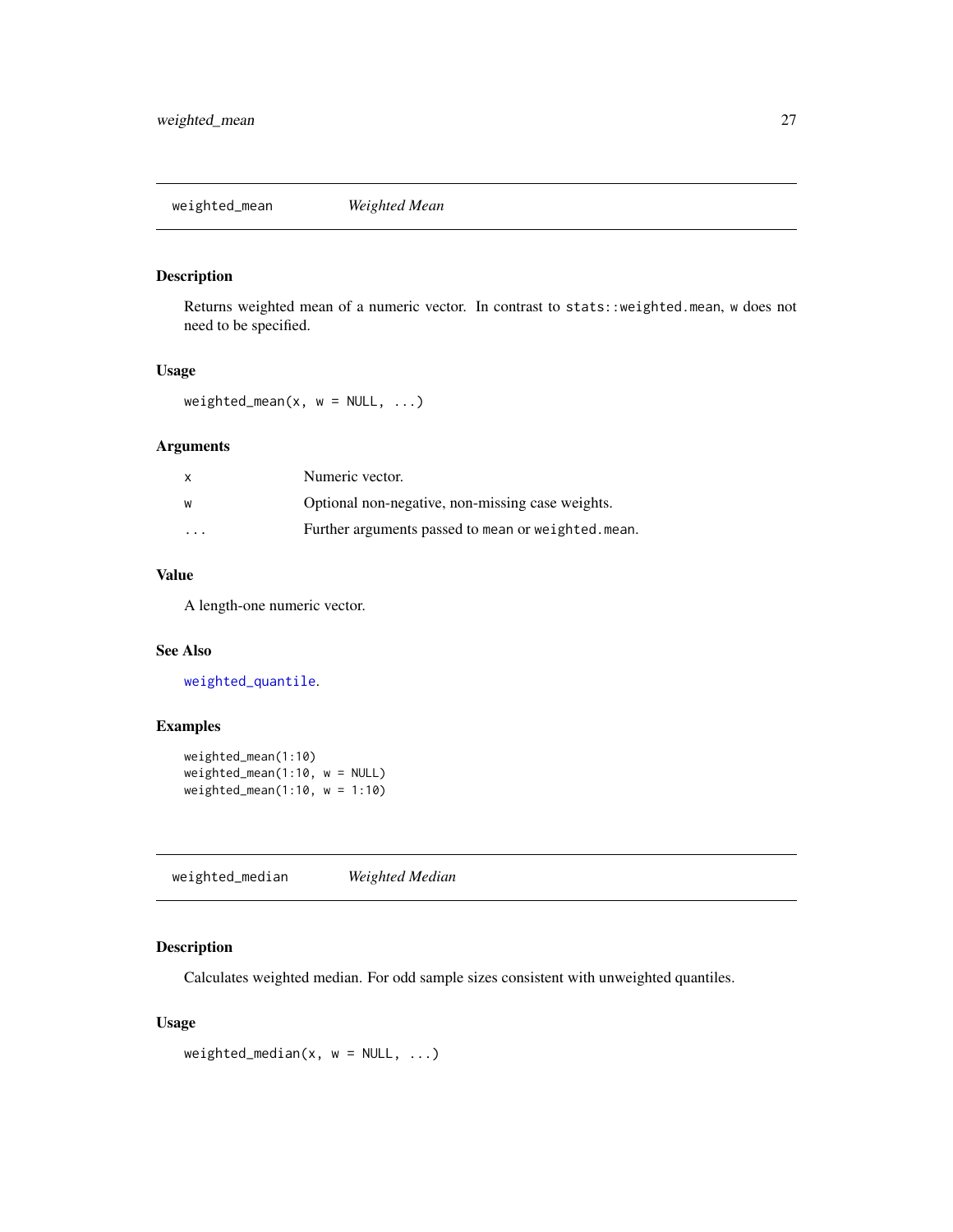## weighted_mean *Weighted Mean*

### Description

Returns weighted mean of a numeric vector. In contrast to `stats::weighted.mean`, `w` does not need to be specified.

### Usage

```
weighted_mean(x, w = NULL, ...)
```

### Arguments

| | |
|---|---|
| `x` | Numeric vector. |
| `w` | Optional non-negative, non-missing case weights. |
| `...` | Further arguments passed to `mean` or `weighted.mean`. |

### Value

A length-one numeric vector.

### See Also

`weighted_quantile`.

### Examples

```
weighted_mean(1:10)
weighted_mean(1:10, w = NULL)
weighted_mean(1:10, w = 1:10)
```

## weighted_median *Weighted Median*

### Description

Calculates weighted median. For odd sample sizes consistent with unweighted quantiles.

### Usage

```
weighted_median(x, w = NULL, ...)
```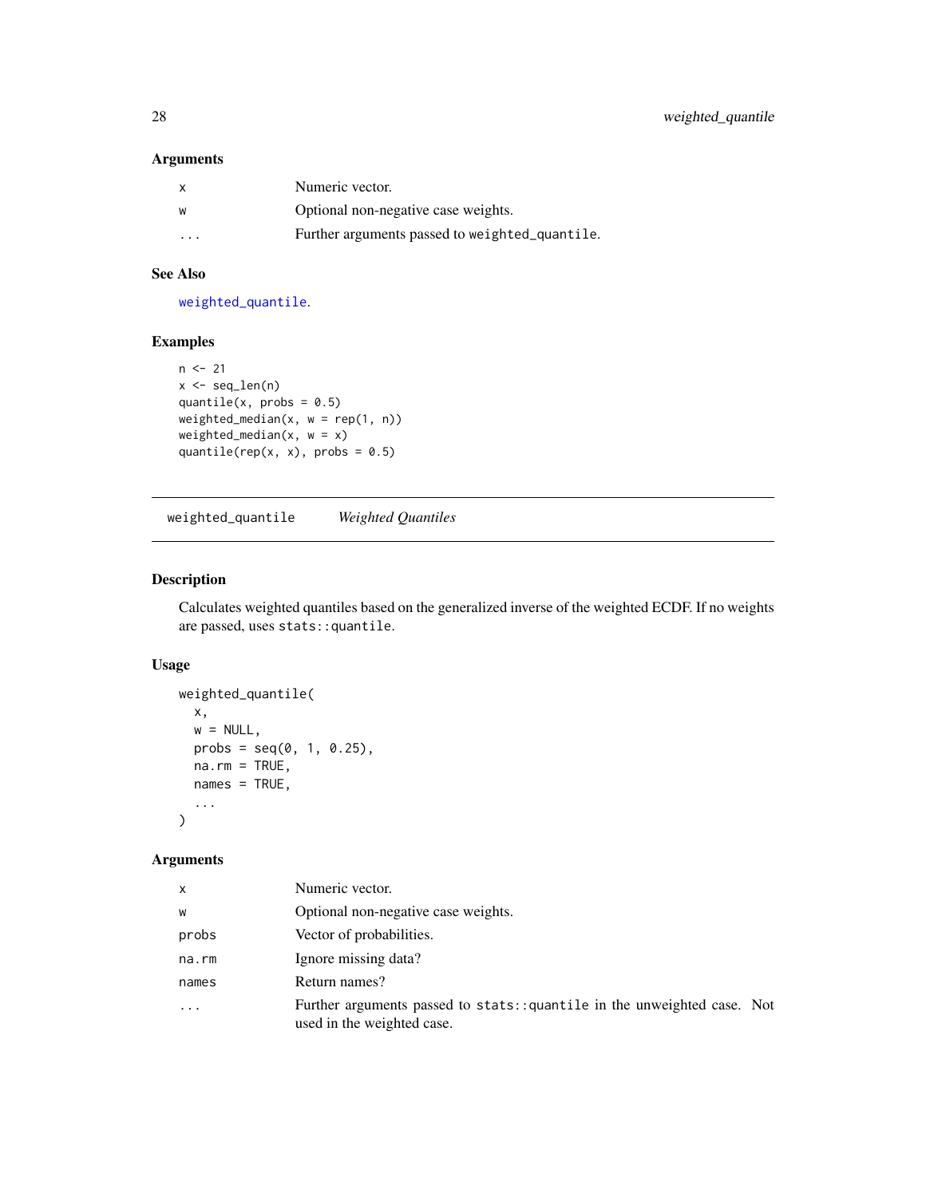### Arguments

| | |
|---|---|
| x | Numeric vector. |
| w | Optional non-negative case weights. |
| ... | Further arguments passed to `weighted_quantile`. |

### See Also

weighted_quantile.

### Examples

```
n <- 21
x <- seq_len(n)
quantile(x, probs = 0.5)
weighted_median(x, w = rep(1, n))
weighted_median(x, w = x)
quantile(rep(x, x), probs = 0.5)
```

---

## weighted_quantile &nbsp;&nbsp; *Weighted Quantiles*

---

### Description

Calculates weighted quantiles based on the generalized inverse of the weighted ECDF. If no weights are passed, uses `stats::quantile`.

### Usage

```
weighted_quantile(
  x,
  w = NULL,
  probs = seq(0, 1, 0.25),
  na.rm = TRUE,
  names = TRUE,
  ...
)
```

### Arguments

| | |
|---|---|
| x | Numeric vector. |
| w | Optional non-negative case weights. |
| probs | Vector of probabilities. |
| na.rm | Ignore missing data? |
| names | Return names? |
| ... | Further arguments passed to `stats::quantile` in the unweighted case. Not used in the weighted case. |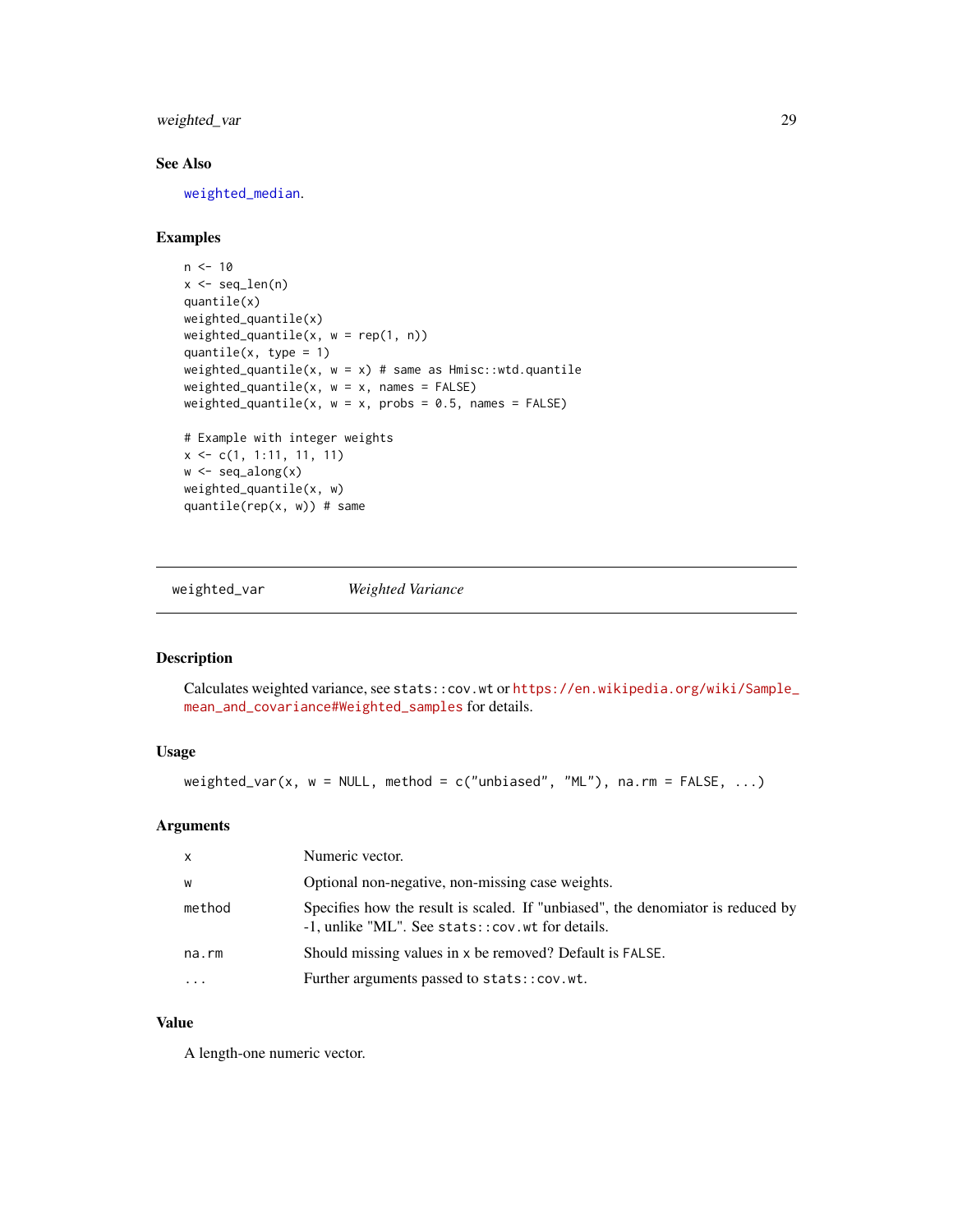### See Also

weighted_median.

### Examples

```
n <- 10
x <- seq_len(n)
quantile(x)
weighted_quantile(x)
weighted_quantile(x, w = rep(1, n))
quantile(x, type = 1)
weighted_quantile(x, w = x) # same as Hmisc::wtd.quantile
weighted_quantile(x, w = x, names = FALSE)
weighted_quantile(x, w = x, probs = 0.5, names = FALSE)

# Example with integer weights
x <- c(1, 1:11, 11, 11)
w <- seq_along(x)
weighted_quantile(x, w)
quantile(rep(x, w)) # same
```

---

## weighted_var — *Weighted Variance*

---

### Description

Calculates weighted variance, see `stats::cov.wt` or https://en.wikipedia.org/wiki/Sample_mean_and_covariance#Weighted_samples for details.

### Usage

```
weighted_var(x, w = NULL, method = c("unbiased", "ML"), na.rm = FALSE, ...)
```

### Arguments

| | |
|---|---|
| `x` | Numeric vector. |
| `w` | Optional non-negative, non-missing case weights. |
| `method` | Specifies how the result is scaled. If "unbiased", the denomiator is reduced by -1, unlike "ML". See `stats::cov.wt` for details. |
| `na.rm` | Should missing values in `x` be removed? Default is `FALSE`. |
| `...` | Further arguments passed to `stats::cov.wt`. |

### Value

A length-one numeric vector.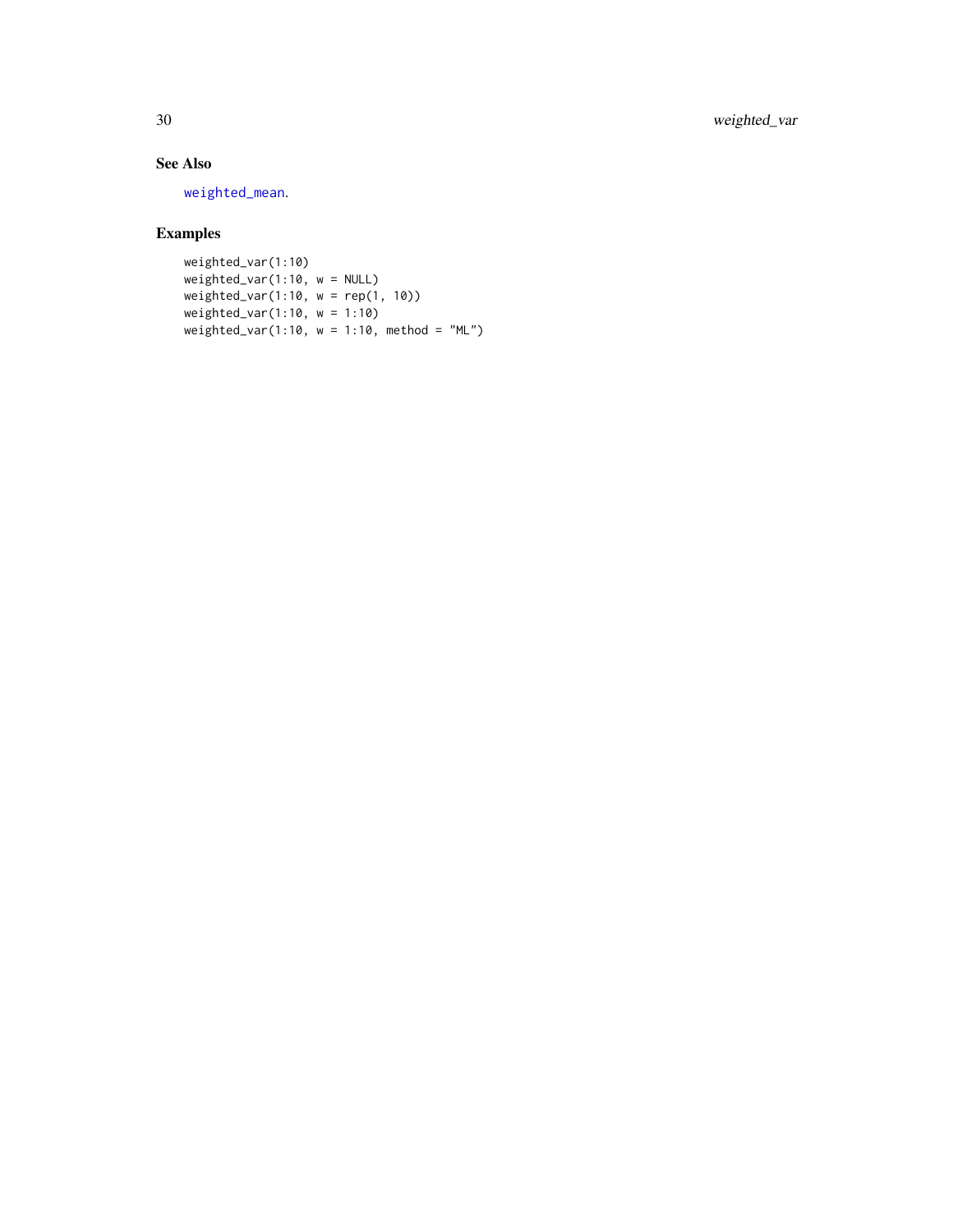## See Also

weighted_mean.

## Examples

```
weighted_var(1:10)
weighted_var(1:10, w = NULL)
weighted_var(1:10, w = rep(1, 10))
weighted_var(1:10, w = 1:10)
weighted_var(1:10, w = 1:10, method = "ML")
```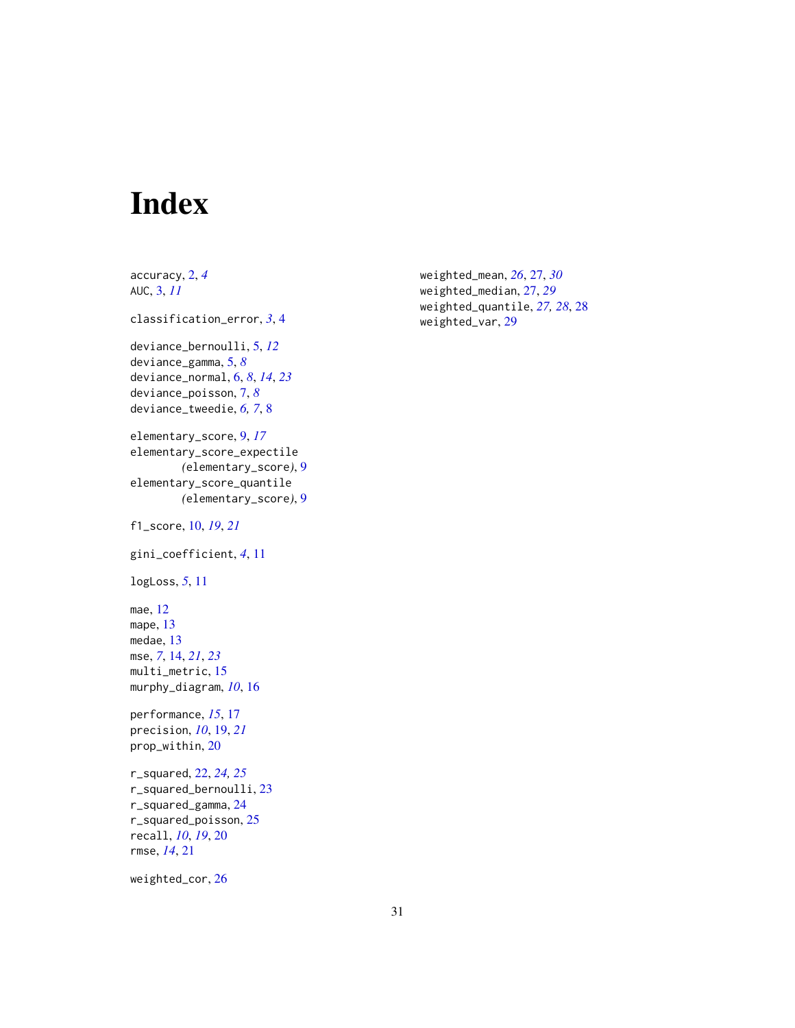# Index

accuracy, 2, *4*
AUC, 3, *11*

classification_error, *3*, 4

deviance_bernoulli, 5, *12*
deviance_gamma, 5, *8*
deviance_normal, 6, *8*, *14*, *23*
deviance_poisson, 7, *8*
deviance_tweedie, *6, 7*, 8

elementary_score, 9, *17*
elementary_score_expectile *(*elementary_score*)*, 9
elementary_score_quantile *(*elementary_score*)*, 9

f1_score, 10, *19*, *21*

gini_coefficient, *4*, 11

logLoss, *5*, 11

mae, 12
mape, 13
medae, 13
mse, *7*, 14, *21*, *23*
multi_metric, 15
murphy_diagram, *10*, 16

performance, *15*, 17
precision, *10*, 19, *21*
prop_within, 20

r_squared, 22, *24, 25*
r_squared_bernoulli, 23
r_squared_gamma, 24
r_squared_poisson, 25
recall, *10*, *19*, 20
rmse, *14*, 21

weighted_cor, 26
weighted_mean, *26*, 27, *30*
weighted_median, 27, *29*
weighted_quantile, *27, 28*, 28
weighted_var, 29